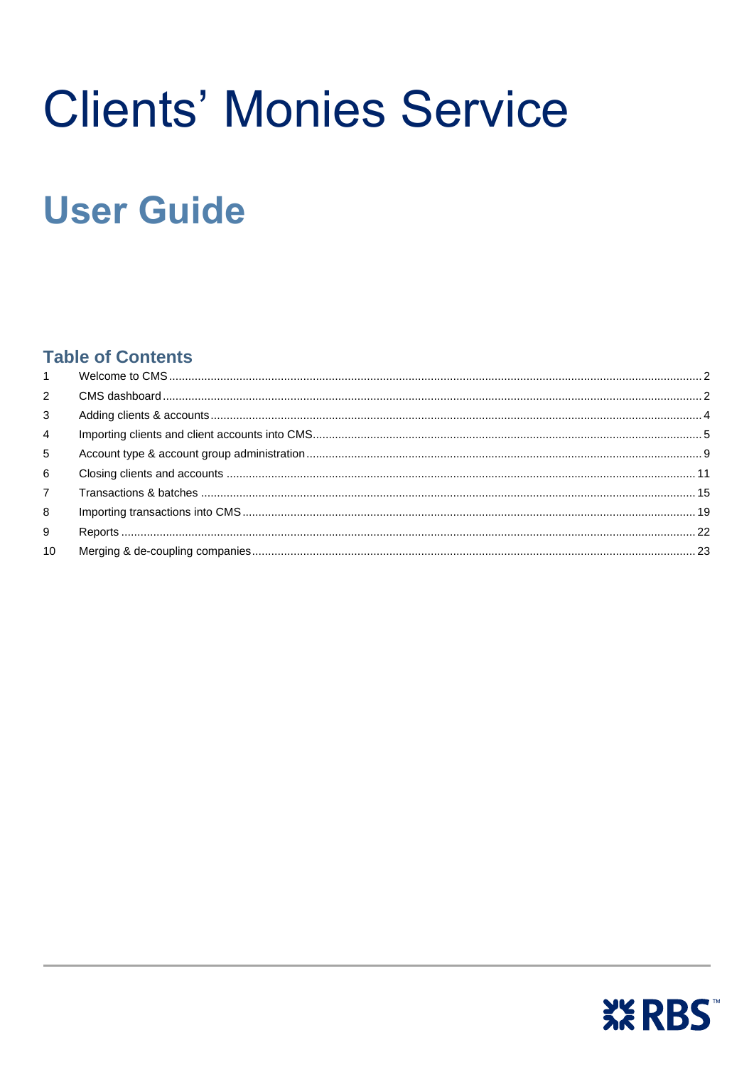# Clients' Monies Service

## User Guide

### Table of Contents

| | | |
|---|---|---|
| 1 | Welcome to CMS | 2 |
| 2 | CMS dashboard | 2 |
| 3 | Adding clients & accounts | 4 |
| 4 | Importing clients and client accounts into CMS | 5 |
| 5 | Account type & account group administration | 9 |
| 6 | Closing clients and accounts | 11 |
| 7 | Transactions & batches | 15 |
| 8 | Importing transactions into CMS | 19 |
| 9 | Reports | 22 |
| 10 | Merging & de-coupling companies | 23 |

RBS™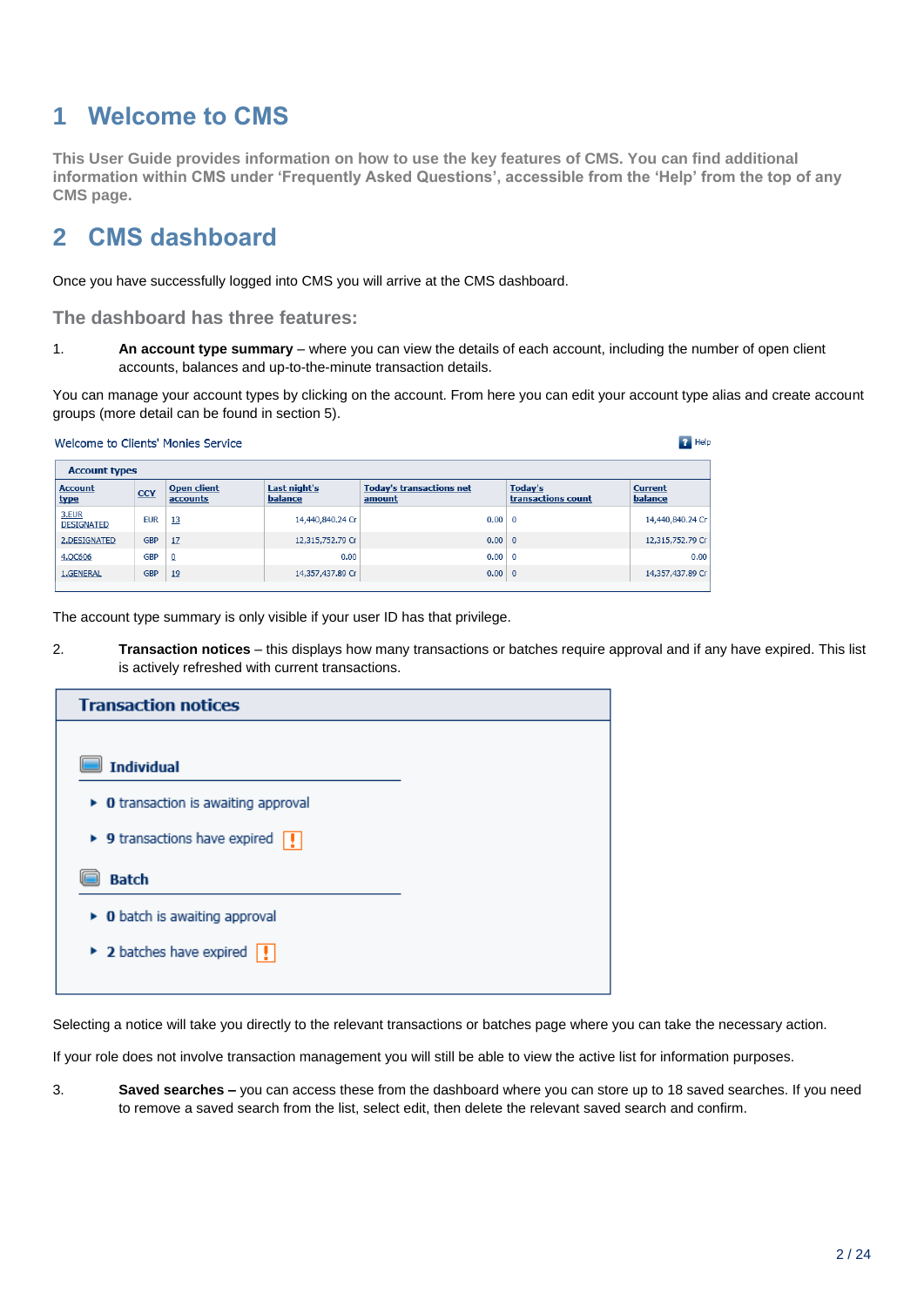# 1 Welcome to CMS

**This User Guide provides information on how to use the key features of CMS. You can find additional information within CMS under 'Frequently Asked Questions', accessible from the 'Help' from the top of any CMS page.**

# 2 CMS dashboard

Once you have successfully logged into CMS you will arrive at the CMS dashboard.

### The dashboard has three features:

1. **An account type summary** – where you can view the details of each account, including the number of open client accounts, balances and up-to-the-minute transaction details.

You can manage your account types by clicking on the account. From here you can edit your account type alias and create account groups (more detail can be found in section 5).

Welcome to Clients' Monies Service

Help

**Account types**

| Account type | CCY | Open client accounts | Last night's balance | Today's transactions net amount | Today's transactions count | Current balance |
|---|---|---|---|---|---|---|
| 3.EUR DESIGNATED | EUR | 13 | 14,440,840.24 Cr | 0.00 | 0 | 14,440,840.24 Cr |
| 2.DESIGNATED | GBP | 17 | 12,315,752.79 Cr | 0.00 | 0 | 12,315,752.79 Cr |
| 4.OC606 | GBP | 0 | 0.00 | 0.00 | 0 | 0.00 |
| 1.GENERAL | GBP | 19 | 14,357,437.89 Cr | 0.00 | 0 | 14,357,437.89 Cr |

The account type summary is only visible if your user ID has that privilege.

2. **Transaction notices** – this displays how many transactions or batches require approval and if any have expired. This list is actively refreshed with current transactions.

**Transaction notices**

**Individual**

- **0** transaction is awaiting approval
- **9** transactions have expired !

**Batch**

- **0** batch is awaiting approval
- **2** batches have expired !

Selecting a notice will take you directly to the relevant transactions or batches page where you can take the necessary action.

If your role does not involve transaction management you will still be able to view the active list for information purposes.

3. **Saved searches –** you can access these from the dashboard where you can store up to 18 saved searches. If you need to remove a saved search from the list, select edit, then delete the relevant saved search and confirm.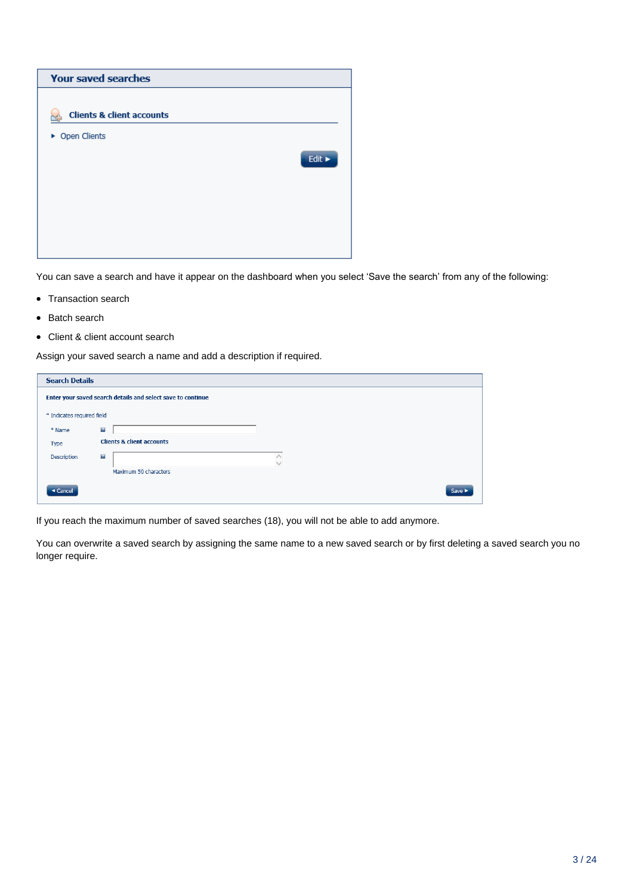## Your saved searches

**Clients & client accounts**

- Open Clients

Edit ►

You can save a search and have it appear on the dashboard when you select ‘Save the search’ from any of the following:

- Transaction search
- Batch search
- Client & client account search

Assign your saved search a name and add a description if required.

**Search Details**

**Enter your saved search details and select save to continue**

\* Indicates required field

| | |
|---|---|
| * Name | |
| Type | Clients & client accounts |
| Description | Maximum 50 characters |

◄ Cancel    Save ►

If you reach the maximum number of saved searches (18), you will not be able to add anymore.

You can overwrite a saved search by assigning the same name to a new saved search or by first deleting a saved search you no longer require.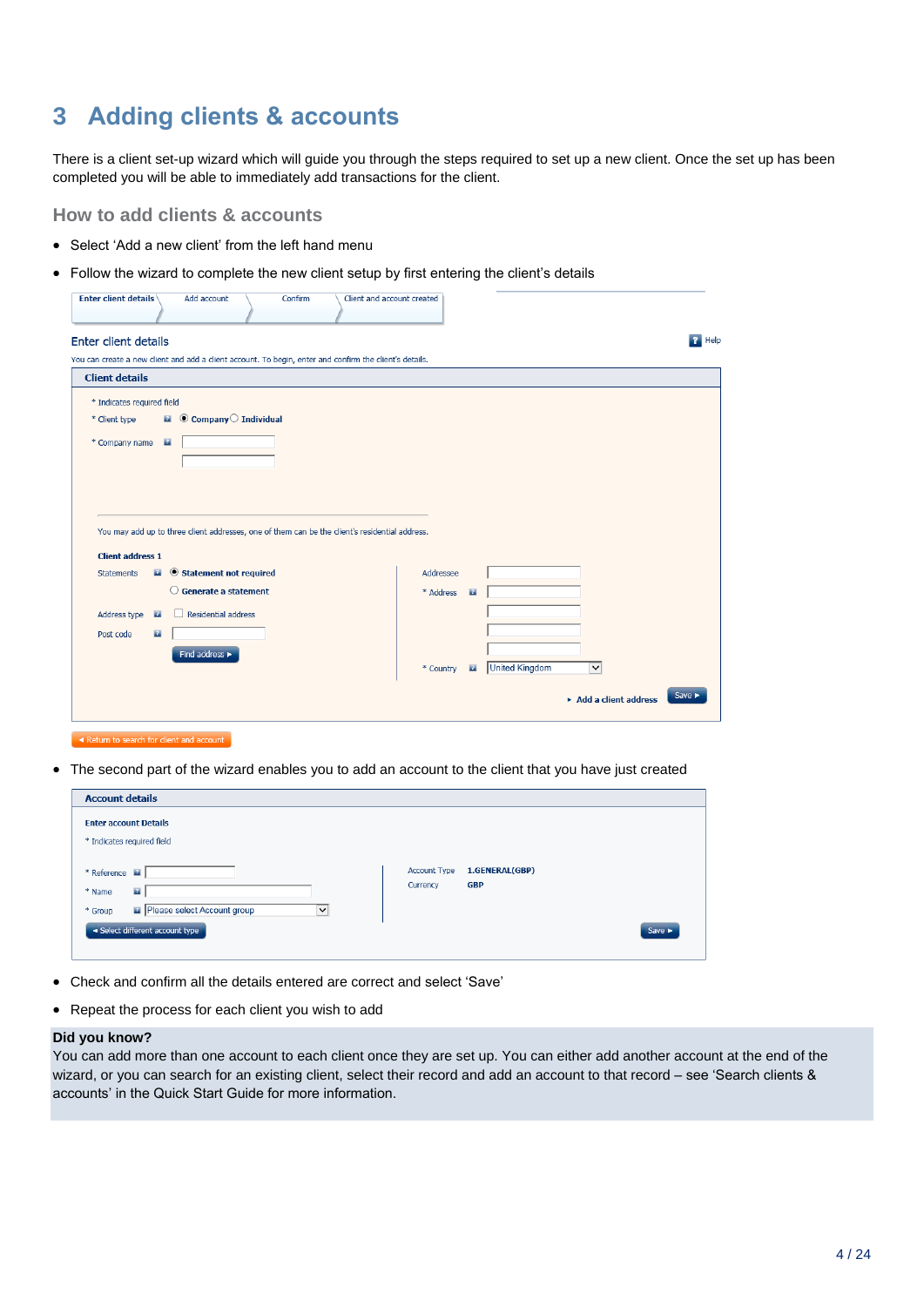# 3 Adding clients & accounts

There is a client set-up wizard which will guide you through the steps required to set up a new client. Once the set up has been completed you will be able to immediately add transactions for the client.

## How to add clients & accounts

- Select 'Add a new client' from the left hand menu
- Follow the wizard to complete the new client setup by first entering the client's details

Enter client details | Add account | Confirm | Client and account created

**Enter client details**

Help

You can create a new client and add a client account. To begin, enter and confirm the client's details.

**Client details**

\* Indicates required field

\* Client type ◉ Company ○ Individual

\* Company name

You may add up to three client addresses, one of them can be the client's residential address.

**Client address 1**

Statements ◉ Statement not required ○ Generate a statement

Address type ☐ Residential address

Post code

Find address ▸

Addressee

\* Address

\* Country United Kingdom

▸ Add a client address

Save ▸

◂ Return to search for client and account

- The second part of the wizard enables you to add an account to the client that you have just created

**Account details**

**Enter account Details**

\* Indicates required field

\* Reference

\* Name

\* Group Please select Account group

Account Type 1.GENERAL(GBP)

Currency GBP

◂ Select different account type

Save ▸

- Check and confirm all the details entered are correct and select 'Save'
- Repeat the process for each client you wish to add

**Did you know?**

You can add more than one account to each client once they are set up. You can either add another account at the end of the wizard, or you can search for an existing client, select their record and add an account to that record – see 'Search clients & accounts' in the Quick Start Guide for more information.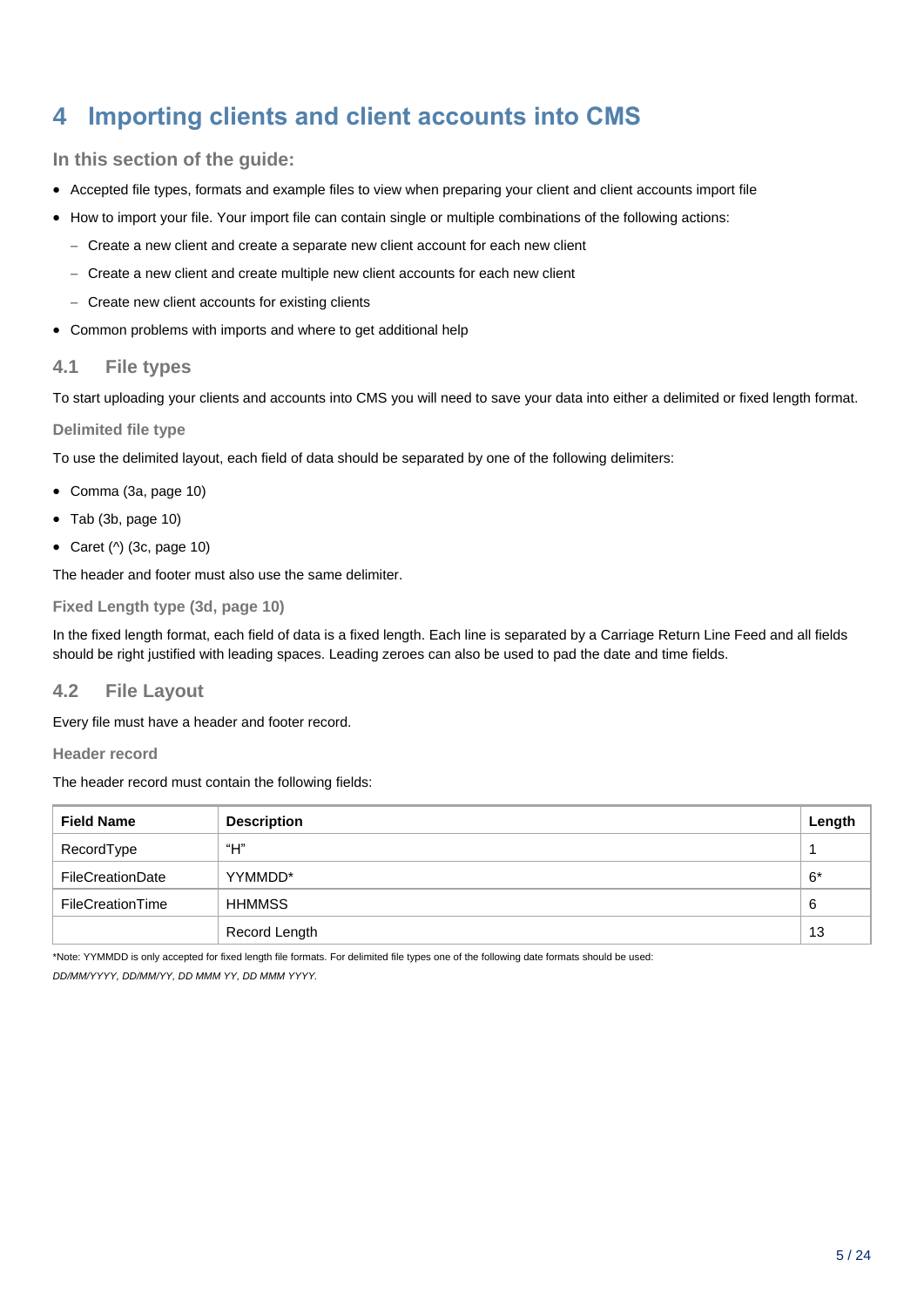# 4 Importing clients and client accounts into CMS

### In this section of the guide:

- Accepted file types, formats and example files to view when preparing your client and client accounts import file
- How to import your file. Your import file can contain single or multiple combinations of the following actions:
  - Create a new client and create a separate new client account for each new client
  - Create a new client and create multiple new client accounts for each new client
  - Create new client accounts for existing clients
- Common problems with imports and where to get additional help

## 4.1 File types

To start uploading your clients and accounts into CMS you will need to save your data into either a delimited or fixed length format.

#### Delimited file type

To use the delimited layout, each field of data should be separated by one of the following delimiters:

- Comma (3a, page 10)
- Tab (3b, page 10)
- Caret (^) (3c, page 10)

The header and footer must also use the same delimiter.

#### Fixed Length type (3d, page 10)

In the fixed length format, each field of data is a fixed length. Each line is separated by a Carriage Return Line Feed and all fields should be right justified with leading spaces. Leading zeroes can also be used to pad the date and time fields.

## 4.2 File Layout

Every file must have a header and footer record.

#### Header record

The header record must contain the following fields:

| Field Name | Description | Length |
|---|---|---|
| RecordType | "H" | 1 |
| FileCreationDate | YYMMDD* | 6* |
| FileCreationTime | HHMMSS | 6 |
| | Record Length | 13 |

*Note: YYMMDD is only accepted for fixed length file formats. For delimited file types one of the following date formats should be used:
*DD/MM/YYYY, DD/MM/YY, DD MMM YY, DD MMM YYYY.*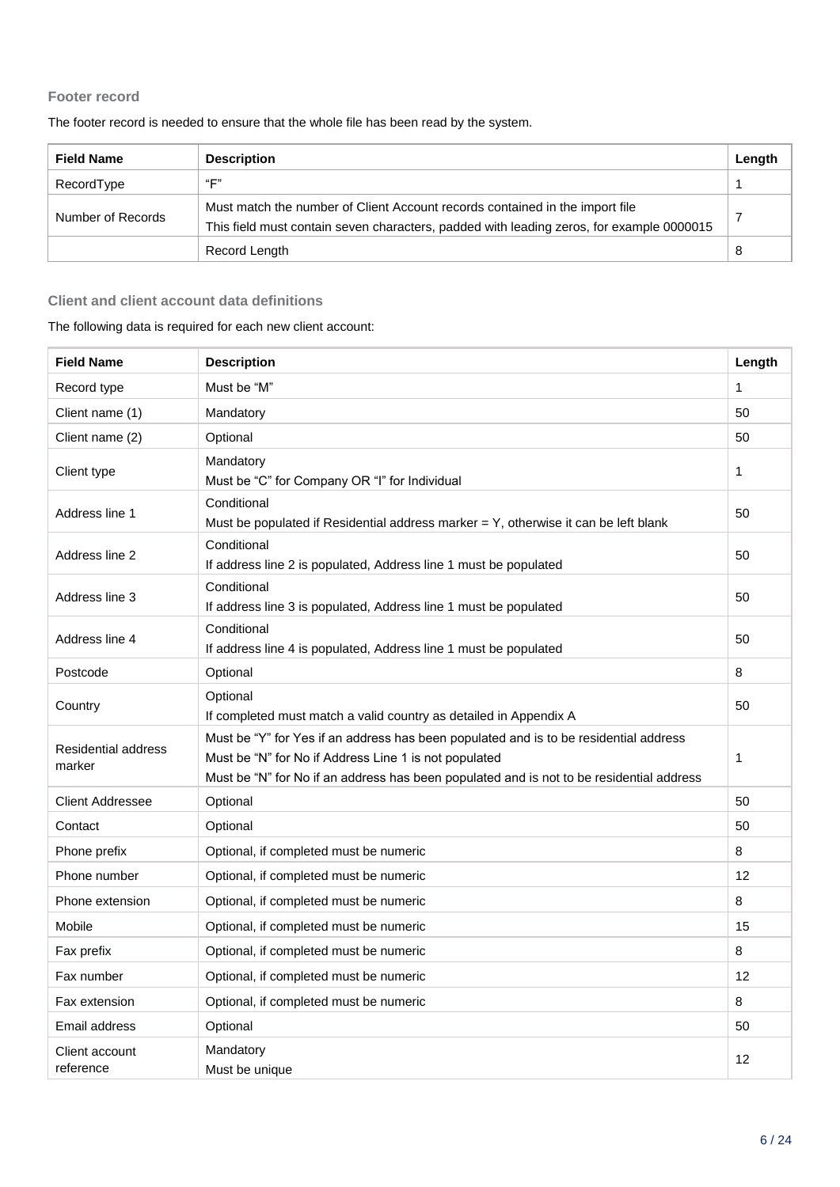### Footer record

The footer record is needed to ensure that the whole file has been read by the system.

| Field Name | Description | Length |
|---|---|---|
| RecordType | "F" | 1 |
| Number of Records | Must match the number of Client Account records contained in the import file<br>This field must contain seven characters, padded with leading zeros, for example 0000015 | 7 |
| | Record Length | 8 |

### Client and client account data definitions

The following data is required for each new client account:

| Field Name | Description | Length |
|---|---|---|
| Record type | Must be "M" | 1 |
| Client name (1) | Mandatory | 50 |
| Client name (2) | Optional | 50 |
| Client type | Mandatory<br>Must be "C" for Company OR "I" for Individual | 1 |
| Address line 1 | Conditional<br>Must be populated if Residential address marker = Y, otherwise it can be left blank | 50 |
| Address line 2 | Conditional<br>If address line 2 is populated, Address line 1 must be populated | 50 |
| Address line 3 | Conditional<br>If address line 3 is populated, Address line 1 must be populated | 50 |
| Address line 4 | Conditional<br>If address line 4 is populated, Address line 1 must be populated | 50 |
| Postcode | Optional | 8 |
| Country | Optional<br>If completed must match a valid country as detailed in Appendix A | 50 |
| Residential address marker | Must be "Y" for Yes if an address has been populated and is to be residential address<br>Must be "N" for No if Address Line 1 is not populated<br>Must be "N" for No if an address has been populated and is not to be residential address | 1 |
| Client Addressee | Optional | 50 |
| Contact | Optional | 50 |
| Phone prefix | Optional, if completed must be numeric | 8 |
| Phone number | Optional, if completed must be numeric | 12 |
| Phone extension | Optional, if completed must be numeric | 8 |
| Mobile | Optional, if completed must be numeric | 15 |
| Fax prefix | Optional, if completed must be numeric | 8 |
| Fax number | Optional, if completed must be numeric | 12 |
| Fax extension | Optional, if completed must be numeric | 8 |
| Email address | Optional | 50 |
| Client account reference | Mandatory<br>Must be unique | 12 |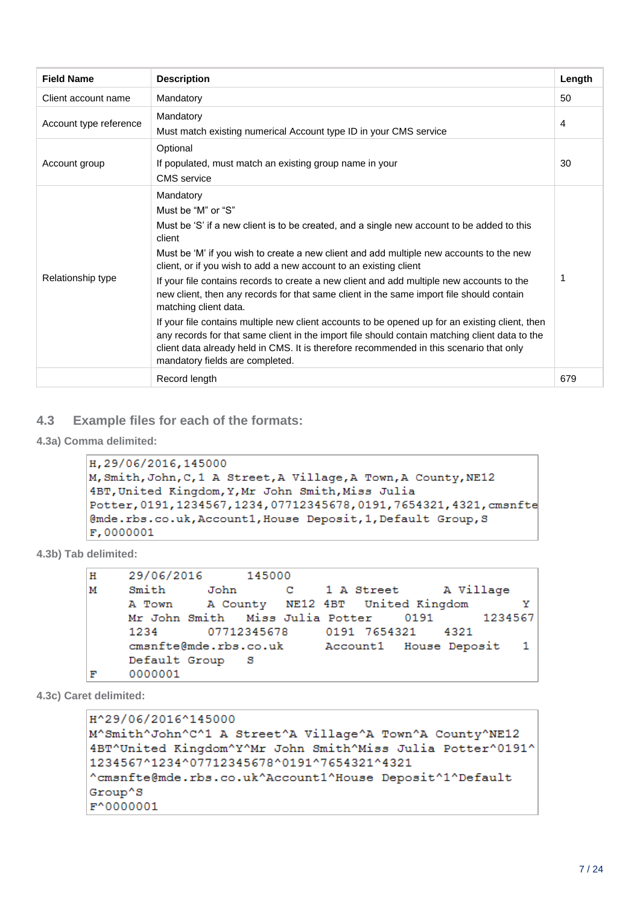| Field Name | Description | Length |
|---|---|---|
| Client account name | Mandatory | 50 |
| Account type reference | Mandatory<br>Must match existing numerical Account type ID in your CMS service | 4 |
| Account group | Optional<br>If populated, must match an existing group name in your CMS service | 30 |
| Relationship type | Mandatory<br>Must be “M” or “S”<br>Must be ‘S’ if a new client is to be created, and a single new account to be added to this client<br>Must be ‘M’ if you wish to create a new client and add multiple new accounts to the new client, or if you wish to add a new account to an existing client<br>If your file contains records to create a new client and add multiple new accounts to the new client, then any records for that same client in the same import file should contain matching client data.<br>If your file contains multiple new client accounts to be opened up for an existing client, then any records for that same client in the import file should contain matching client data to the client data already held in CMS. It is therefore recommended in this scenario that only mandatory fields are completed. | 1 |
| | Record length | 679 |

## 4.3 Example files for each of the formats:

### 4.3a) Comma delimited:

```
H,29/06/2016,145000
M,Smith,John,C,1 A Street,A Village,A Town,A County,NE12
4BT,United Kingdom,Y,Mr John Smith,Miss Julia
Potter,0191,1234567,1234,07712345678,0191,7654321,4321,cmsnfte
@mde.rbs.co.uk,Account1,House Deposit,1,Default Group,S
F,0000001
```

### 4.3b) Tab delimited:

```
H       29/06/2016      145000
M       Smith     John      C     1 A Street      A Village
        A Town     A County   NE12 4BT   United Kingdom       Y
        Mr John Smith    Miss Julia Potter     0191      1234567
        1234      07712345678      0191  7654321     4321
        cmsnfte@mde.rbs.co.uk       Account1    House Deposit    1
        Default Group    S
F       0000001
```

### 4.3c) Caret delimited:

```
H^29/06/2016^145000
M^Smith^John^C^1 A Street^A Village^A Town^A County^NE12
4BT^United Kingdom^Y^Mr John Smith^Miss Julia Potter^0191^
1234567^1234^07712345678^0191^7654321^4321
^cmsnfte@mde.rbs.co.uk^Account1^House Deposit^1^Default
Group^S
F^0000001
```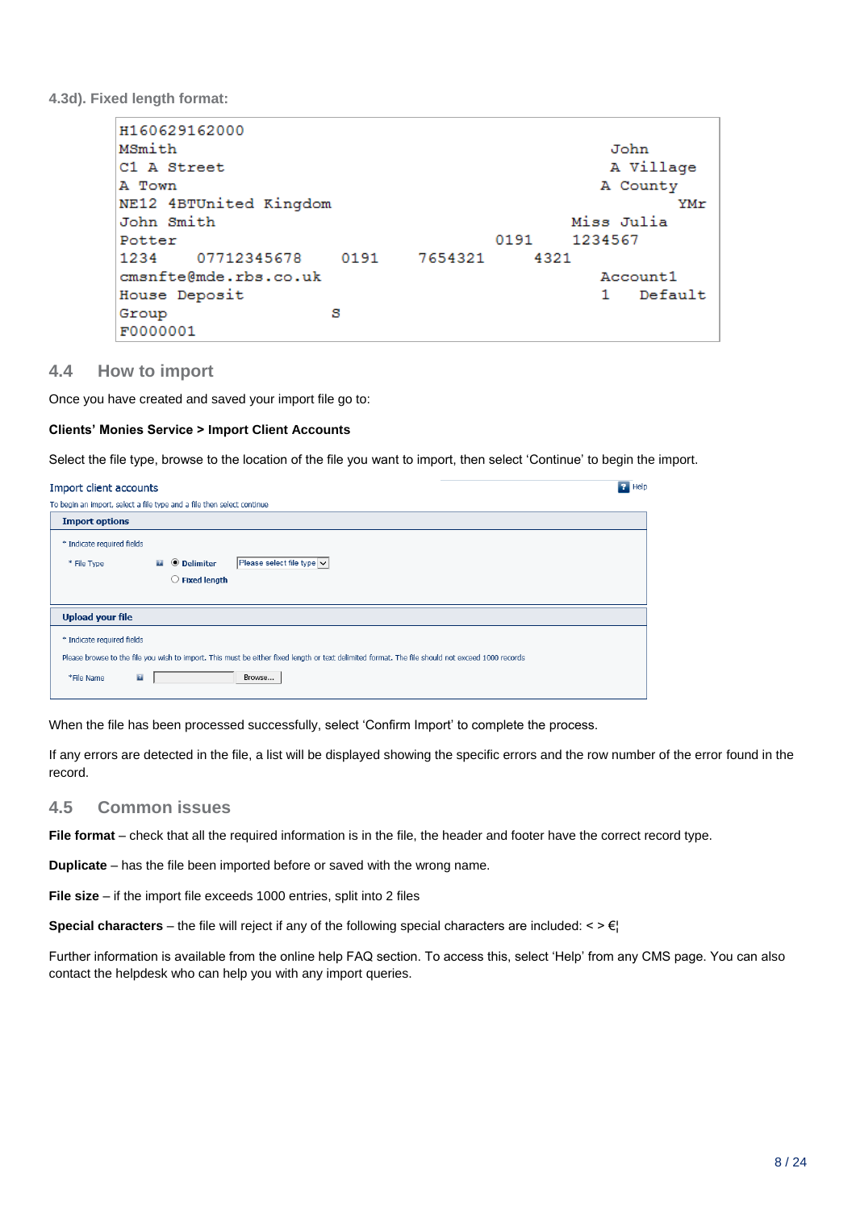#### 4.3d). Fixed length format:

```
H160629162000
MSmith                                                              John
C1 A Street                                                         A Village
A Town                                                             A County
NE12 4BTUnited Kingdom                                                      YMr
John Smith                                                     Miss Julia
Potter                                              0191     1234567
1234    07712345678     0191      7654321      4321
cmsnfte@mde.rbs.co.uk                                              Account1
House Deposit                                                      1    Default
Group                         S
F0000001
```

## 4.4 How to import

Once you have created and saved your import file go to:

**Clients' Monies Service > Import Client Accounts**

Select the file type, browse to the location of the file you want to import, then select 'Continue' to begin the import.

Import client accounts

To begin an import, select a file type and a file then select continue

**Import options**

\* Indicate required fields

\* File Type — Delimiter [Please select file type] / Fixed length

**Upload your file**

\* Indicate required fields

Please browse to the file you wish to import. This must be either fixed length or text delimited format. The file should not exceed 1000 records

\*File Name [ ] Browse...

When the file has been processed successfully, select 'Confirm Import' to complete the process.

If any errors are detected in the file, a list will be displayed showing the specific errors and the row number of the error found in the record.

## 4.5 Common issues

**File format** – check that all the required information is in the file, the header and footer have the correct record type.

**Duplicate** – has the file been imported before or saved with the wrong name.

**File size** – if the import file exceeds 1000 entries, split into 2 files

**Special characters** – the file will reject if any of the following special characters are included: < > €¦

Further information is available from the online help FAQ section. To access this, select 'Help' from any CMS page. You can also contact the helpdesk who can help you with any import queries.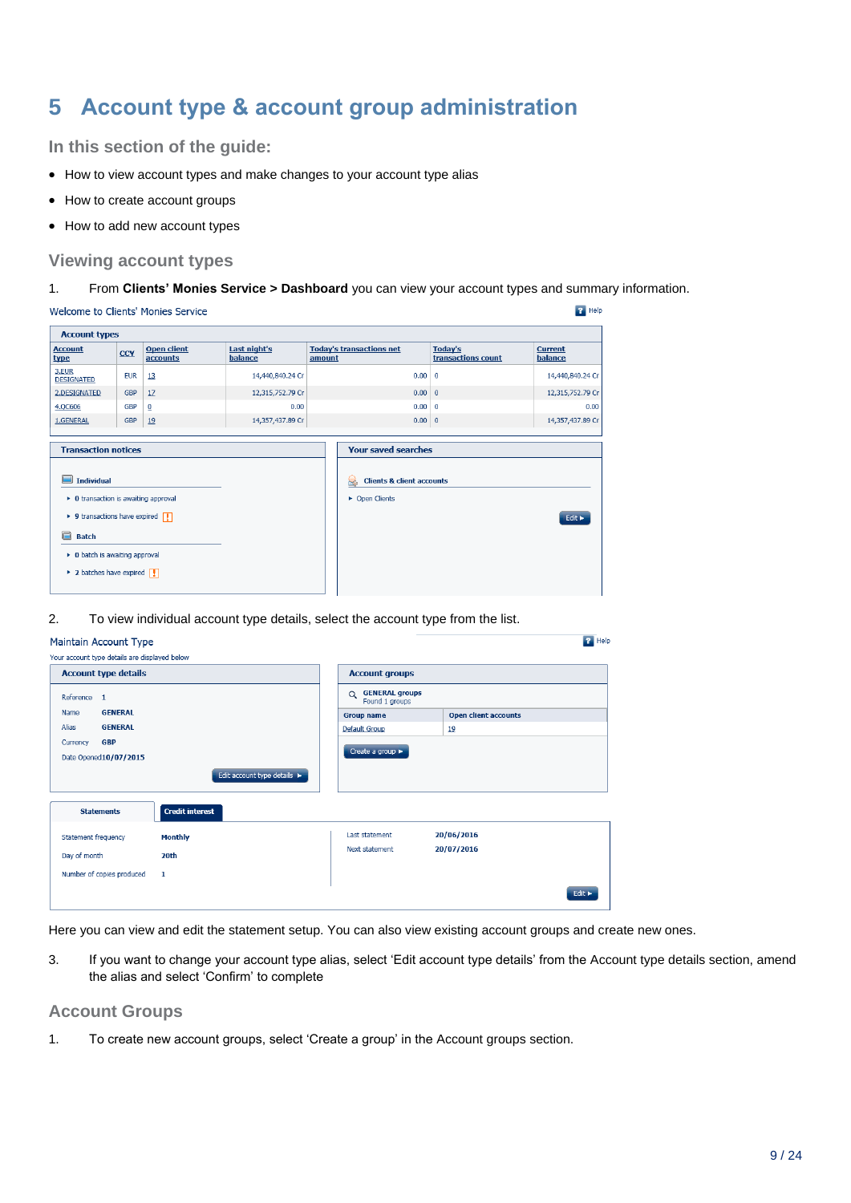# 5 Account type & account group administration

### In this section of the guide:

- How to view account types and make changes to your account type alias
- How to create account groups
- How to add new account types

## Viewing account types

1. From **Clients' Monies Service > Dashboard** you can view your account types and summary information.

Welcome to Clients' Monies Service

Help

**Account types**

| Account type | CCY | Open client accounts | Last night's balance | Today's transactions net amount | Today's transactions count | Current balance |
|---|---|---|---|---|---|---|
| 3.EUR DESIGNATED | EUR | 13 | 14,440,840.24 Cr | 0.00 | 0 | 14,440,840.24 Cr |
| 2.DESIGNATED | GBP | 17 | 12,315,752.79 Cr | 0.00 | 0 | 12,315,752.79 Cr |
| 4.OC606 | GBP | 0 | 0.00 | 0.00 | 0 | 0.00 |
| 1.GENERAL | GBP | 19 | 14,357,437.89 Cr | 0.00 | 0 | 14,357,437.89 Cr |

**Transaction notices**

Individual
- 0 transaction is awaiting approval
- 9 transactions have expired

Batch
- 0 batch is awaiting approval
- 2 batches have expired

**Your saved searches**

Clients & client accounts
- Open Clients

Edit

2. To view individual account type details, select the account type from the list.

Maintain Account Type

Help

Your account type details are displayed below

**Account type details**

Reference 1
Name GENERAL
Alias GENERAL
Currency GBP
Date Opened 10/07/2015

Edit account type details

**Account groups**

GENERAL groups
Found 1 groups

| Group name | Open client accounts |
|---|---|
| Default Group | 19 |

Create a group

Statements | Credit interest

Statement frequency Monthly
Day of month 20th
Number of copies produced 1

Last statement 20/06/2016
Next statement 20/07/2016

Edit

Here you can view and edit the statement setup. You can also view existing account groups and create new ones.

3. If you want to change your account type alias, select 'Edit account type details' from the Account type details section, amend the alias and select 'Confirm' to complete

## Account Groups

1. To create new account groups, select 'Create a group' in the Account groups section.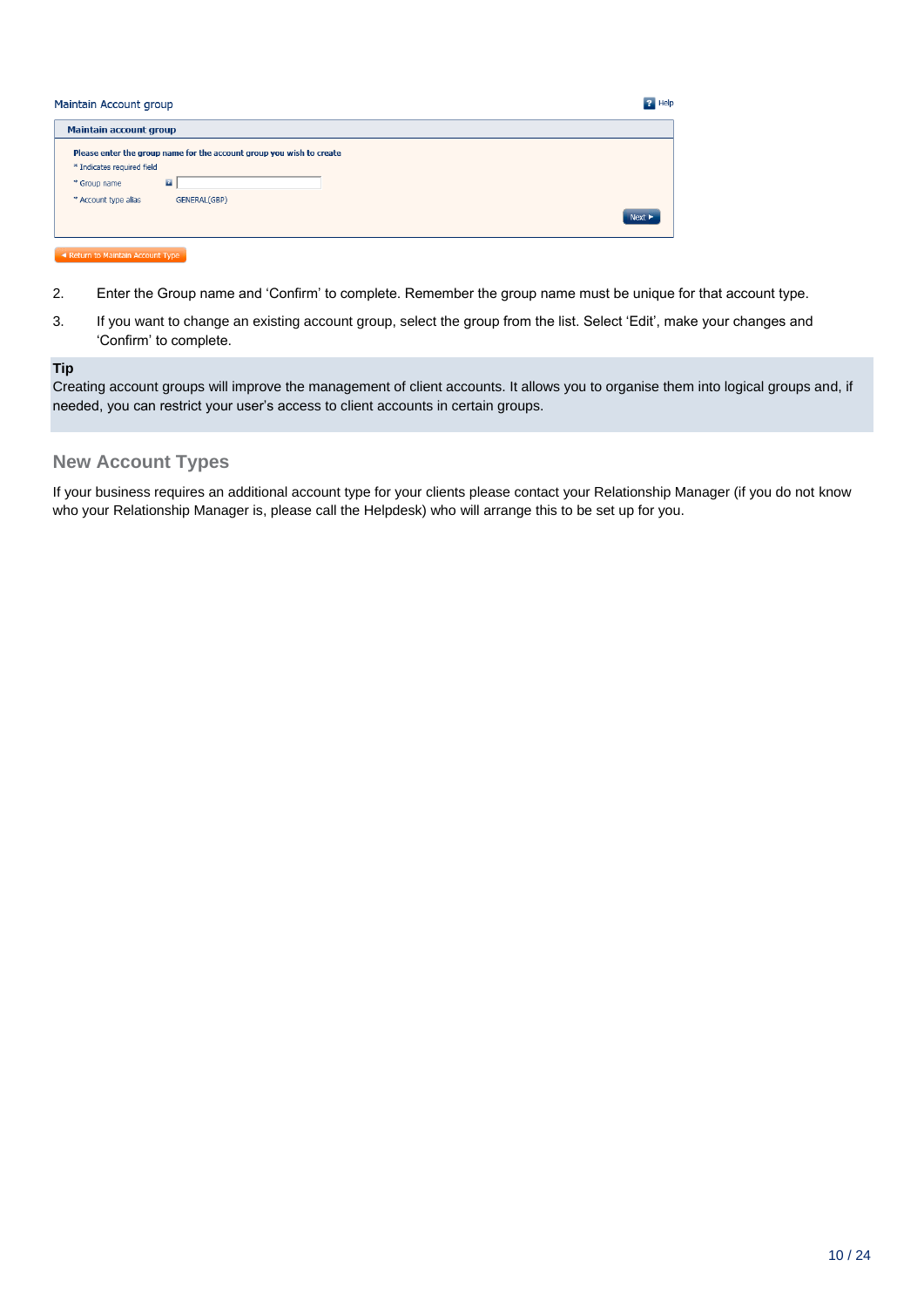Maintain Account group

Help

**Maintain account group**

**Please enter the group name for the account group you wish to create**

* Indicates required field

* Group name

* Account type alias GENERAL(GBP)

Next ►

◄ Return to Maintain Account Type

2. Enter the Group name and 'Confirm' to complete. Remember the group name must be unique for that account type.

3. If you want to change an existing account group, select the group from the list. Select 'Edit', make your changes and 'Confirm' to complete.

**Tip**

Creating account groups will improve the management of client accounts. It allows you to organise them into logical groups and, if needed, you can restrict your user's access to client accounts in certain groups.

## New Account Types

If your business requires an additional account type for your clients please contact your Relationship Manager (if you do not know who your Relationship Manager is, please call the Helpdesk) who will arrange this to be set up for you.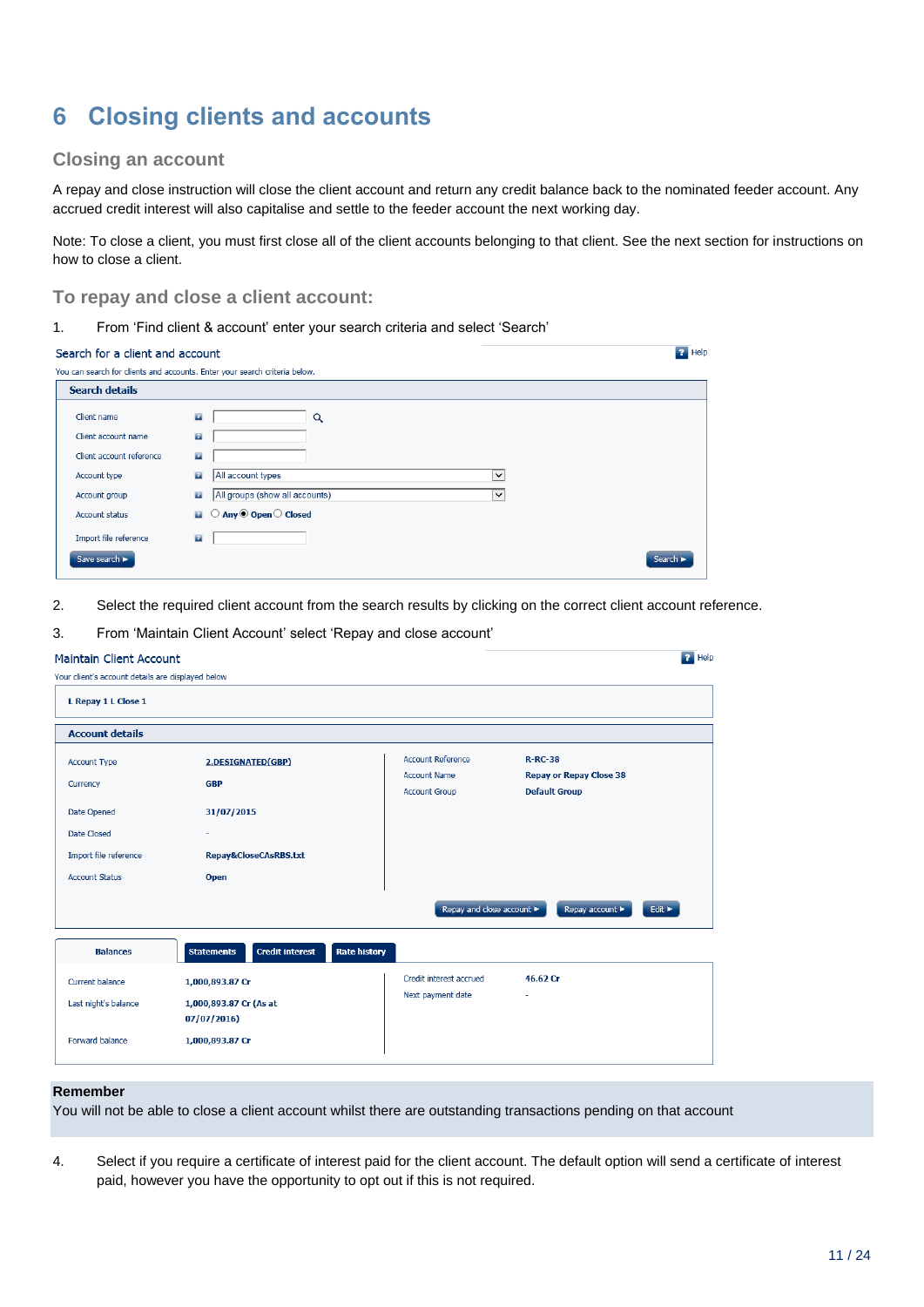# 6 Closing clients and accounts

## Closing an account

A repay and close instruction will close the client account and return any credit balance back to the nominated feeder account. Any accrued credit interest will also capitalise and settle to the feeder account the next working day.

Note: To close a client, you must first close all of the client accounts belonging to that client. See the next section for instructions on how to close a client.

## To repay and close a client account:

1. From 'Find client & account' enter your search criteria and select 'Search'

**Search for a client and account**

You can search for clients and accounts. Enter your search criteria below.

**Search details**

| Field | Value |
|---|---|
| Client name | |
| Client account name | |
| Client account reference | |
| Account type | All account types |
| Account group | All groups (show all accounts) |
| Account status | Any / **Open** / Closed |
| Import file reference | |

Save search ► | Search ►

2. Select the required client account from the search results by clicking on the correct client account reference.

3. From 'Maintain Client Account' select 'Repay and close account'

**Maintain Client Account**

Your client's account details are displayed below

L Repay 1 L Close 1

**Account details**

| | | | |
|---|---|---|---|
| Account Type | 2.DESIGNATED(GBP) | Account Reference | R-RC-38 |
| Currency | GBP | Account Name | Repay or Repay Close 38 |
| Date Opened | 31/07/2015 | Account Group | Default Group |
| Date Closed | - | | |
| Import file reference | Repay&CloseCAsRBS.txt | | |
| Account Status | Open | | |

Repay and close account ► | Repay account ► | Edit ►

Balances | Statements | Credit interest | Rate history

| | | | |
|---|---|---|---|
| Current balance | 1,000,893.87 Cr | Credit interest accrued | 46.62 Cr |
| Last night's balance | 1,000,893.87 Cr (As at 07/07/2016) | Next payment date | - |
| Forward balance | 1,000,893.87 Cr | | |

**Remember**
You will not be able to close a client account whilst there are outstanding transactions pending on that account

4. Select if you require a certificate of interest paid for the client account. The default option will send a certificate of interest paid, however you have the opportunity to opt out if this is not required.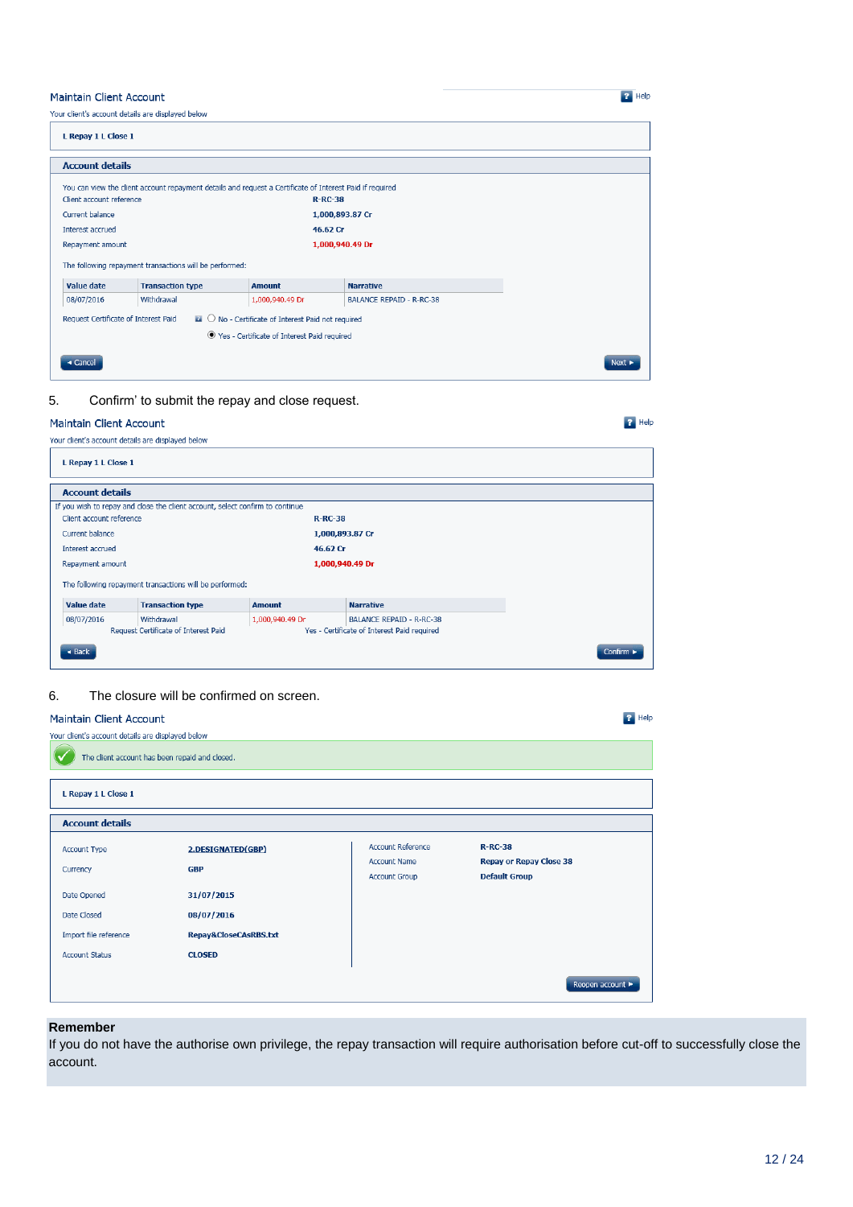**Maintain Client Account**

Your client's account details are displayed below

L Repay 1 L Close 1

**Account details**

You can view the client account repayment details and request a Certificate of Interest Paid if required

| | |
|---|---|
| Client account reference | R-RC-38 |
| Current balance | 1,000,893.87 Cr |
| Interest accrued | 46.62 Cr |
| Repayment amount | 1,000,940.49 Dr |

The following repayment transactions will be performed:

| Value date | Transaction type | Amount | Narrative |
|---|---|---|---|
| 08/07/2016 | Withdrawal | 1,000,940.49 Dr | BALANCE REPAID - R-RC-38 |

Request Certificate of Interest Paid
- ○ No - Certificate of Interest Paid not required
- ● Yes - Certificate of Interest Paid required

Cancel | Next

5. Confirm' to submit the repay and close request.

**Maintain Client Account**

Your client's account details are displayed below

L Repay 1 L Close 1

**Account details**

If you wish to repay and close the client account, select confirm to continue

| | |
|---|---|
| Client account reference | R-RC-38 |
| Current balance | 1,000,893.87 Cr |
| Interest accrued | 46.62 Cr |
| Repayment amount | 1,000,940.49 Dr |

The following repayment transactions will be performed:

| Value date | Transaction type | Amount | Narrative |
|---|---|---|---|
| 08/07/2016 | Withdrawal | 1,000,940.49 Dr | BALANCE REPAID - R-RC-38 |

Request Certificate of Interest Paid: Yes - Certificate of Interest Paid required

Back | Confirm

6. The closure will be confirmed on screen.

**Maintain Client Account**

Your client's account details are displayed below

The client account has been repaid and closed.

L Repay 1 L Close 1

**Account details**

| | | | |
|---|---|---|---|
| Account Type | 2.DESIGNATED(GBP) | Account Reference | R-RC-38 |
| Currency | GBP | Account Name | Repay or Repay Close 38 |
| | | Account Group | Default Group |
| Date Opened | 31/07/2015 | | |
| Date Closed | 08/07/2016 | | |
| Import file reference | Repay&CloseCAsRBS.txt | | |
| Account Status | CLOSED | | |

Reopen account

**Remember**

If you do not have the authorise own privilege, the repay transaction will require authorisation before cut-off to successfully close the account.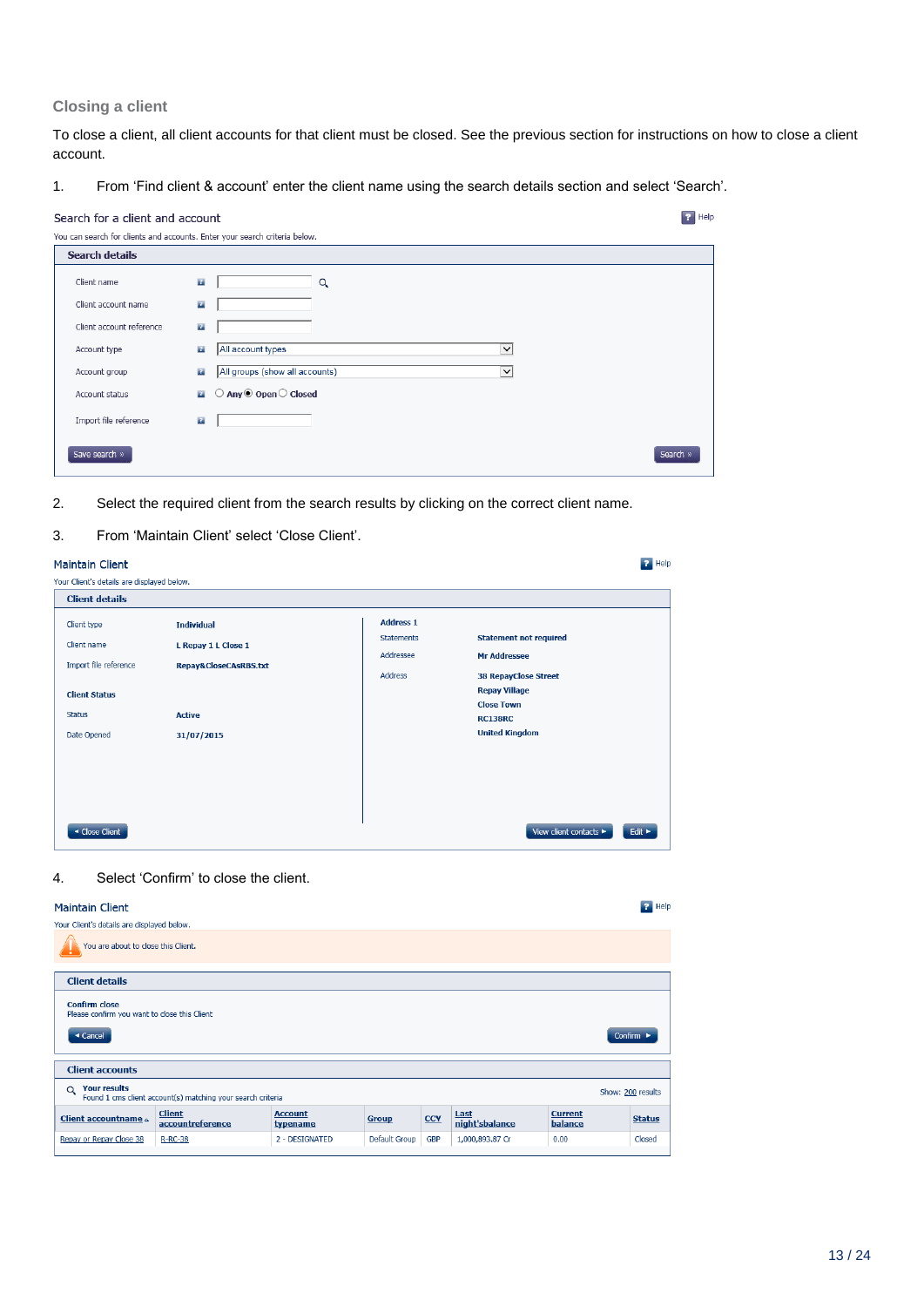### Closing a client

To close a client, all client accounts for that client must be closed. See the previous section for instructions on how to close a client account.

1. From 'Find client & account' enter the client name using the search details section and select 'Search'.

Search for a client and account

Help

You can search for clients and accounts. Enter your search criteria below.

**Search details**

Client name

Client account name

Client account reference

Account type: All account types

Account group: All groups (show all accounts)

Account status: Any Open Closed

Import file reference

Save search »

Search »

2. Select the required client from the search results by clicking on the correct client name.

3. From 'Maintain Client' select 'Close Client'.

Maintain Client

Help

Your Client's details are displayed below.

**Client details**

| | | | |
|---|---|---|---|
| Client type | Individual | Address 1 | |
| Client name | L Repay 1 L Close 1 | Statements | Statement not required |
| Import file reference | Repay&CloseCASRBS.txt | Addressee | Mr Addressee |
| | | Address | 38 RepayClose Street |
| **Client Status** | | | Repay Village |
| Status | Active | | Close Town |
| Date Opened | 31/07/2015 | | RC138RC |
| | | | United Kingdom |

◄ Close Client

View client contacts ►

Edit ►

4. Select 'Confirm' to close the client.

Maintain Client

Help

Your Client's details are displayed below.

You are about to close this Client.

**Client details**

Confirm close

Please confirm you want to close this Client

◄ Cancel

Confirm ►

**Client accounts**

Your results

Found 1 cms client account(s) matching your search criteria

Show: 200 results

| Client accountname | Client accountreference | Account typename | Group | CCY | Last night'sbalance | Current balance | Status |
|---|---|---|---|---|---|---|---|
| Repay or Repay Close 38 | R-RC-38 | 2 - DESIGNATED | Default Group | GBP | 1,000,893.87 Cr | 0.00 | Closed |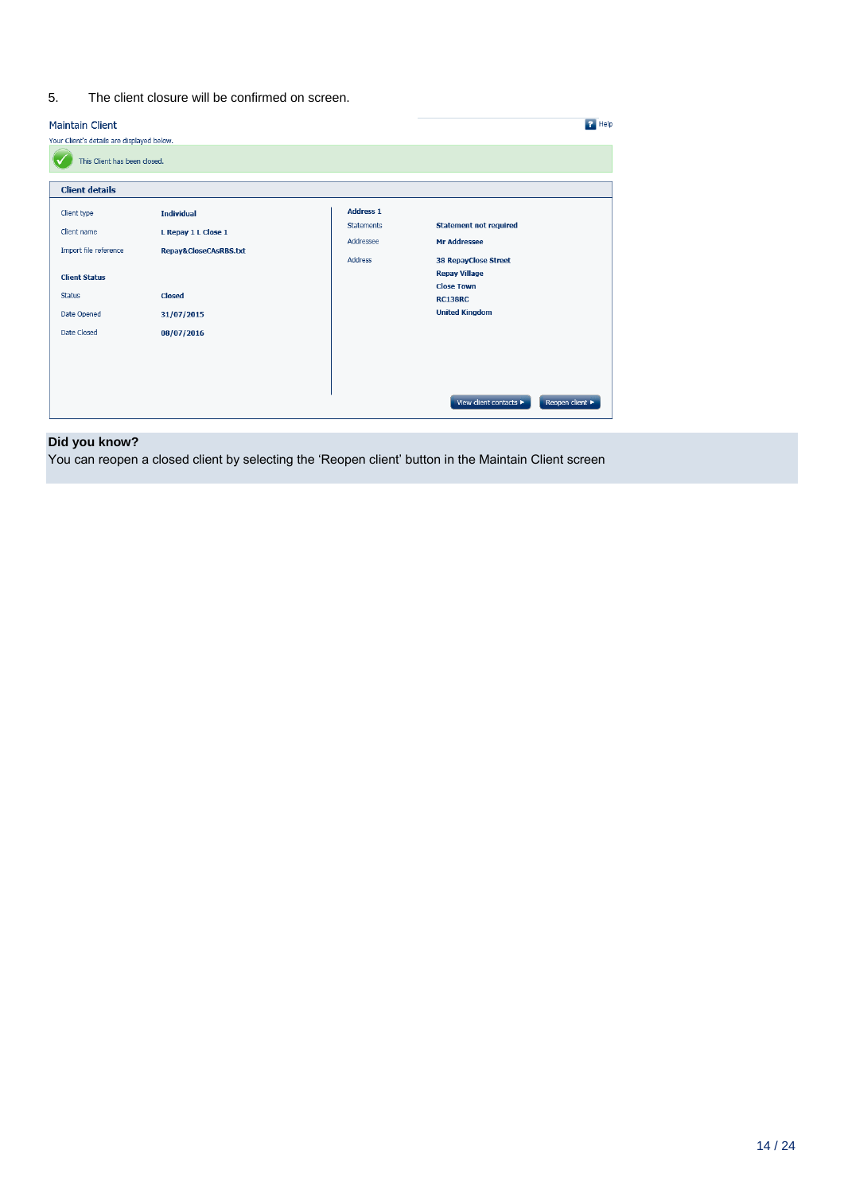5. The client closure will be confirmed on screen.

Maintain Client

Your Client's details are displayed below.

This Client has been closed.

**Client details**

| | |
|---|---|
| Client type | Individual |
| Client name | L Repay 1 L Close 1 |
| Import file reference | Repay&CloseCAsRBS.txt |

**Client Status**

| | |
|---|---|
| Status | Closed |
| Date Opened | 31/07/2015 |
| Date Closed | 08/07/2016 |

**Address 1**

| | |
|---|---|
| Statements | Statement not required |
| Addressee | Mr Addressee |
| Address | 38 RepayClose Street<br>Repay Village<br>Close Town<br>RC138RC<br>United Kingdom |

View client contacts ► Reopen client ►

**Did you know?**

You can reopen a closed client by selecting the 'Reopen client' button in the Maintain Client screen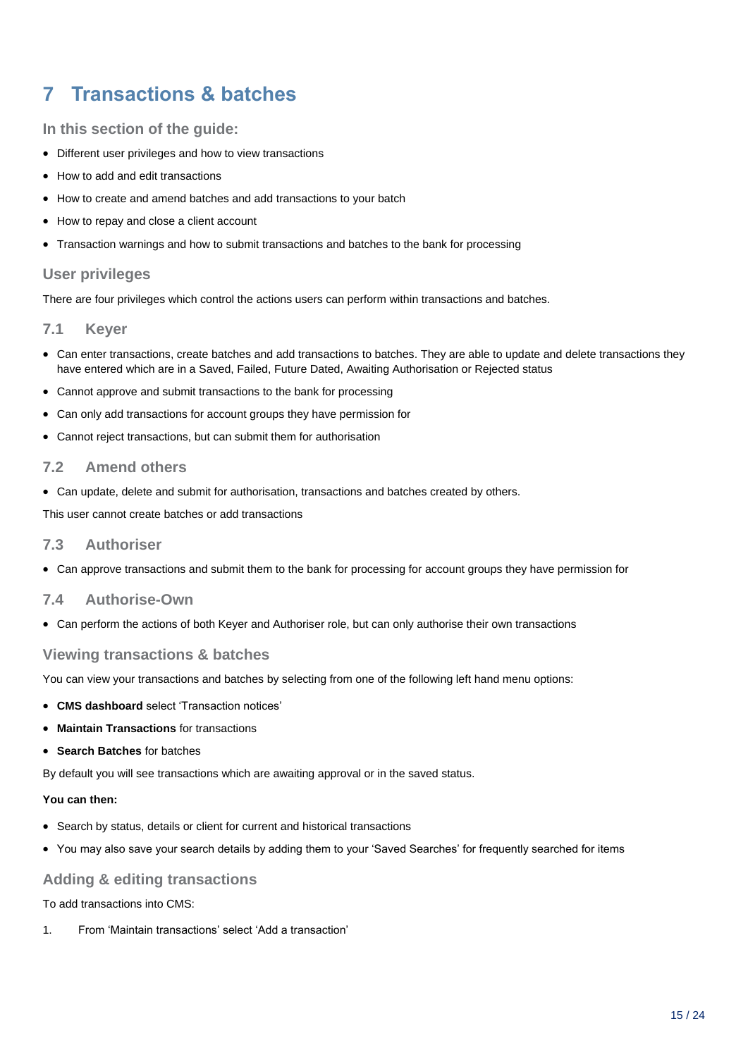# 7 Transactions & batches

### In this section of the guide:

- Different user privileges and how to view transactions
- How to add and edit transactions
- How to create and amend batches and add transactions to your batch
- How to repay and close a client account
- Transaction warnings and how to submit transactions and batches to the bank for processing

### User privileges

There are four privileges which control the actions users can perform within transactions and batches.

## 7.1 Keyer

- Can enter transactions, create batches and add transactions to batches. They are able to update and delete transactions they have entered which are in a Saved, Failed, Future Dated, Awaiting Authorisation or Rejected status
- Cannot approve and submit transactions to the bank for processing
- Can only add transactions for account groups they have permission for
- Cannot reject transactions, but can submit them for authorisation

## 7.2 Amend others

- Can update, delete and submit for authorisation, transactions and batches created by others.

This user cannot create batches or add transactions

## 7.3 Authoriser

- Can approve transactions and submit them to the bank for processing for account groups they have permission for

## 7.4 Authorise-Own

- Can perform the actions of both Keyer and Authoriser role, but can only authorise their own transactions

### Viewing transactions & batches

You can view your transactions and batches by selecting from one of the following left hand menu options:

- **CMS dashboard** select 'Transaction notices'
- **Maintain Transactions** for transactions
- **Search Batches** for batches

By default you will see transactions which are awaiting approval or in the saved status.

**You can then:**

- Search by status, details or client for current and historical transactions
- You may also save your search details by adding them to your 'Saved Searches' for frequently searched for items

### Adding & editing transactions

To add transactions into CMS:

1. From 'Maintain transactions' select 'Add a transaction'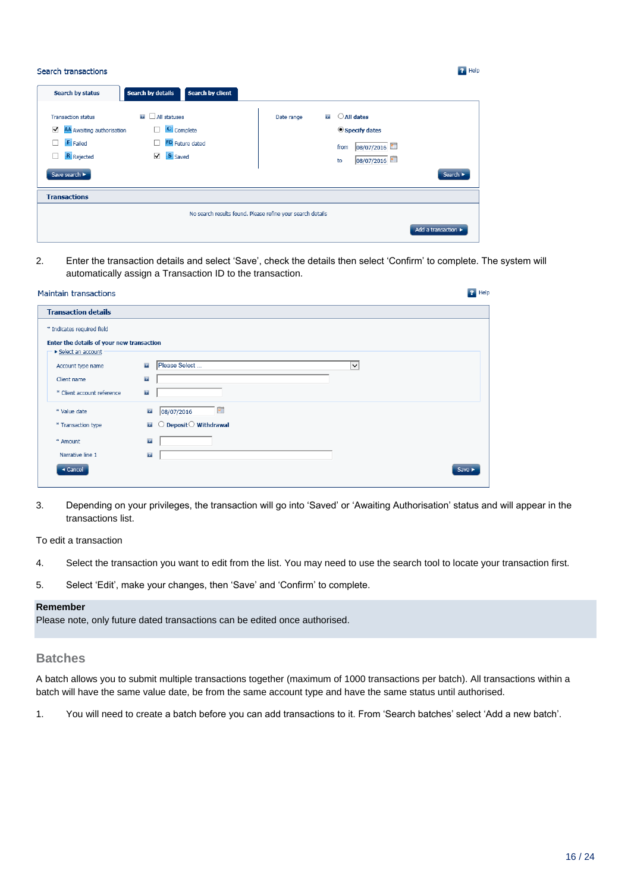Search transactions

Help

Search by status | Search by details | Search by client

Transaction status — All statuses
- [x] AA Awaiting authorisation
- [ ] C Complete
- [ ] F Failed
- [ ] FD Future dated
- [ ] R Rejected
- [x] S Saved

Date range — All dates / Specify dates
from 08/07/2016
to 08/07/2016

Save search ▸ | Search ▸

**Transactions**

No search results found. Please refine your search details

Add a transaction ▸

2. Enter the transaction details and select 'Save', check the details then select 'Confirm' to complete. The system will automatically assign a Transaction ID to the transaction.

Maintain transactions

Help

**Transaction details**

* Indicates required field

**Enter the details of your new transaction**

▸ Select an account

Account type name: Please Select ...
Client name:
* Client account reference:
* Value date: 08/07/2016
* Transaction type: Deposit / Withdrawal
* Amount:
Narrative line 1:

◂ Cancel | Save ▸

3. Depending on your privileges, the transaction will go into 'Saved' or 'Awaiting Authorisation' status and will appear in the transactions list.

To edit a transaction

4. Select the transaction you want to edit from the list. You may need to use the search tool to locate your transaction first.

5. Select 'Edit', make your changes, then 'Save' and 'Confirm' to complete.

**Remember**
Please note, only future dated transactions can be edited once authorised.

## Batches

A batch allows you to submit multiple transactions together (maximum of 1000 transactions per batch). All transactions within a batch will have the same value date, be from the same account type and have the same status until authorised.

1. You will need to create a batch before you can add transactions to it. From 'Search batches' select 'Add a new batch'.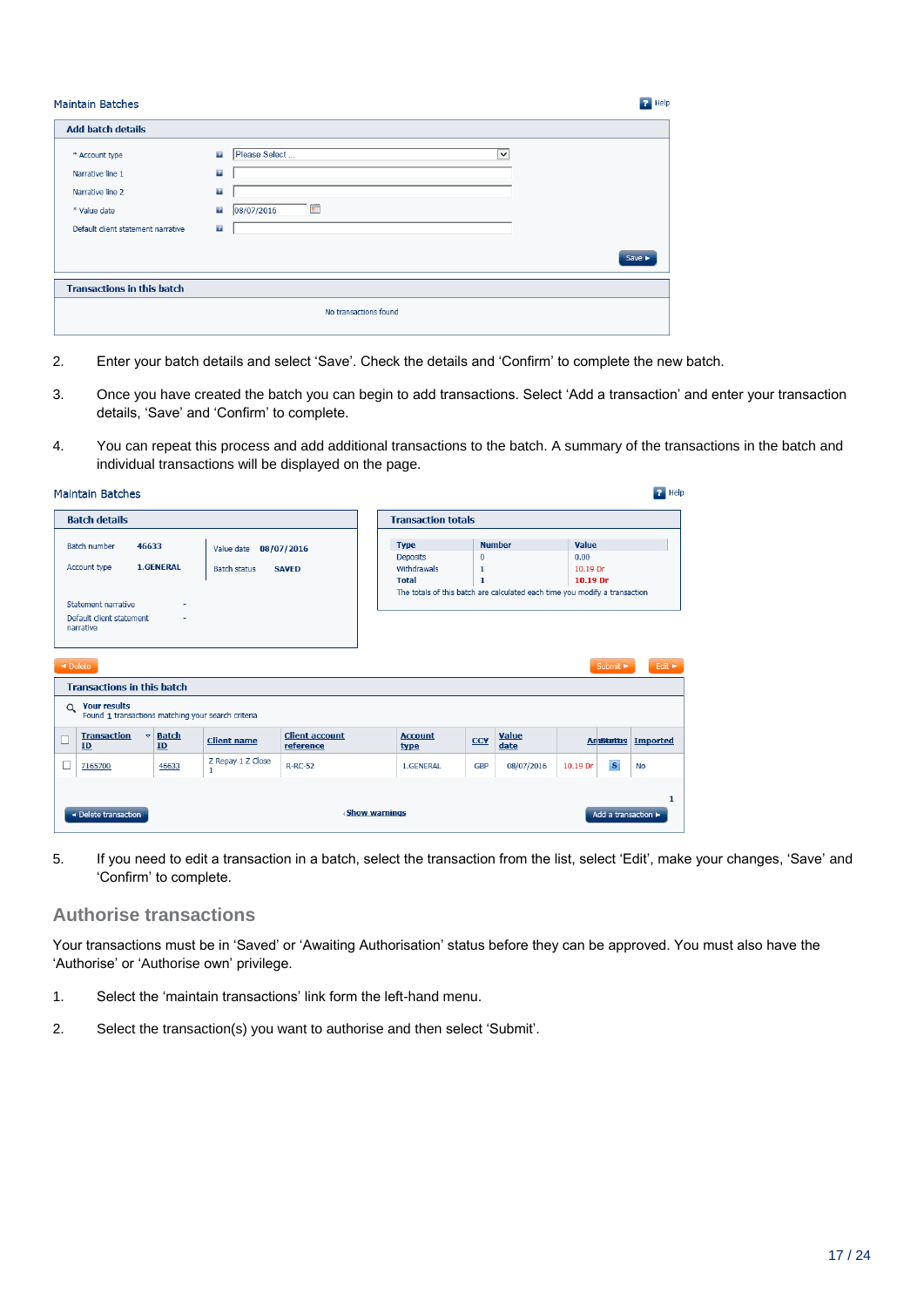Maintain Batches

Help

**Add batch details**

| | |
|---|---|
| * Account type | Please Select ... |
| Narrative line 1 | |
| Narrative line 2 | |
| * Value date | 08/07/2016 |
| Default client statement narrative | |

Save ►

**Transactions in this batch**

No transactions found

2. Enter your batch details and select 'Save'. Check the details and 'Confirm' to complete the new batch.

3. Once you have created the batch you can begin to add transactions. Select 'Add a transaction' and enter your transaction details, 'Save' and 'Confirm' to complete.

4. You can repeat this process and add additional transactions to the batch. A summary of the transactions in the batch and individual transactions will be displayed on the page.

Maintain Batches

Help

**Batch details**

| | | | |
|---|---|---|---|
| Batch number | 46633 | Value date | 08/07/2016 |
| Account type | 1.GENERAL | Batch status | SAVED |
| Statement narrative | - | | |
| Default client statement narrative | - | | |

**Transaction totals**

| Type | Number | Value |
|---|---|---|
| Deposits | 0 | 0.00 |
| Withdrawals | 1 | 10.19 Dr |
| Total | 1 | 10.19 Dr |

The totals of this batch are calculated each time you modify a transaction

◄ Delete | Submit ► | Edit ►

**Transactions in this batch**

Your results
Found 1 transactions matching your search criteria

| | Transaction ID | Batch ID | Client name | Client account reference | Account type | CCY | Value date | Amount | Status | Imported |
|---|---|---|---|---|---|---|---|---|---|---|
| ☐ | 7165700 | 46633 | Z Repay 1 Z Close 1 | R-RC-52 | 1.GENERAL | GBP | 08/07/2016 | 10.19 Dr | S | No |

1

◄ Delete transaction | Show warnings | Add a transaction ►

5. If you need to edit a transaction in a batch, select the transaction from the list, select 'Edit', make your changes, 'Save' and 'Confirm' to complete.

## Authorise transactions

Your transactions must be in 'Saved' or 'Awaiting Authorisation' status before they can be approved. You must also have the 'Authorise' or 'Authorise own' privilege.

1. Select the 'maintain transactions' link form the left-hand menu.

2. Select the transaction(s) you want to authorise and then select 'Submit'.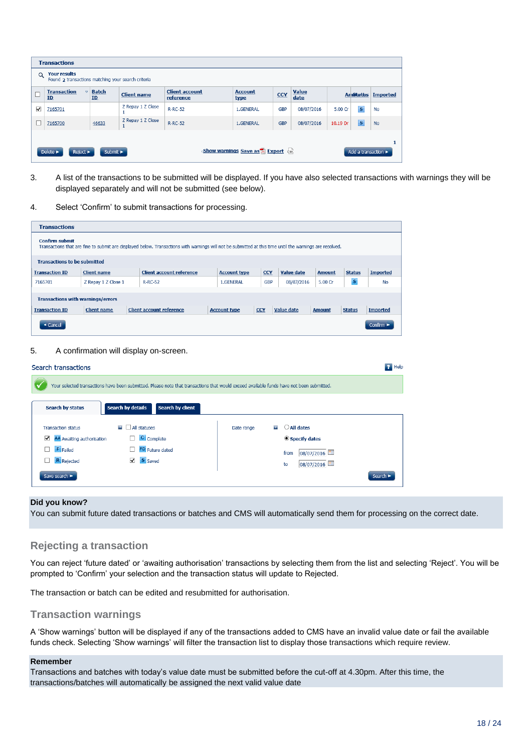**Transactions**

**Your results**
Found 2 transactions matching your search criteria

| | Transaction ID | Batch ID | Client name | Client account reference | Account type | CCY | Value date | Amount | Status | Imported |
|---|---|---|---|---|---|---|---|---|---|---|
| ☑ | 7165701 | | Z Repay 1 Z Close 1 | R-RC-52 | 1.GENERAL | GBP | 08/07/2016 | 5.00 Cr | S | No |
| ☐ | 7165700 | 46633 | Z Repay 1 Z Close 1 | R-RC-52 | 1.GENERAL | GBP | 08/07/2016 | 10.19 Dr | S | No |

Delete ► Reject ► Submit ► Show warnings Save as Export Add a transaction ►

3. A list of the transactions to be submitted will be displayed. If you have also selected transactions with warnings they will be displayed separately and will not be submitted (see below).

4. Select 'Confirm' to submit transactions for processing.

**Transactions**

**Confirm submit**
Transactions that are fine to submit are displayed below. Transactions with warnings will not be submitted at this time until the warnings are resolved.

**Transactions to be submitted**

| Transaction ID | Client name | Client account reference | Account type | CCY | Value date | Amount | Status | Imported |
|---|---|---|---|---|---|---|---|---|
| 7165701 | Z Repay 1 Z Close 1 | R-RC-52 | 1.GENERAL | GBP | 08/07/2016 | 5.00 Cr | S | No |

**Transactions with warnings/errors**

| Transaction ID | Client name | Client account reference | Account type | CCY | Value date | Amount | Status | Imported |
|---|---|---|---|---|---|---|---|---|

◄ Cancel Confirm ►

5. A confirmation will display on-screen.

Search transactions

Your selected transactions have been submitted. Please note that transactions that would exceed available funds have not been submitted.

Search by status | Search by details | Search by client

Transaction status: ☐ All statuses
☑ AA Awaiting authorisation ☐ C Complete
☐ F Failed ☐ FD Future dated
☐ R Rejected ☑ S Saved

Date range: ○ All dates ● Specify dates
from 08/07/2016
to 08/07/2016

Save search ► Search ►

**Did you know?**
You can submit future dated transactions or batches and CMS will automatically send them for processing on the correct date.

## Rejecting a transaction

You can reject 'future dated' or 'awaiting authorisation' transactions by selecting them from the list and selecting 'Reject'. You will be prompted to 'Confirm' your selection and the transaction status will update to Rejected.

The transaction or batch can be edited and resubmitted for authorisation.

## Transaction warnings

A 'Show warnings' button will be displayed if any of the transactions added to CMS have an invalid value date or fail the available funds check. Selecting 'Show warnings' will filter the transaction list to display those transactions which require review.

**Remember**
Transactions and batches with today's value date must be submitted before the cut-off at 4.30pm. After this time, the transactions/batches will automatically be assigned the next valid value date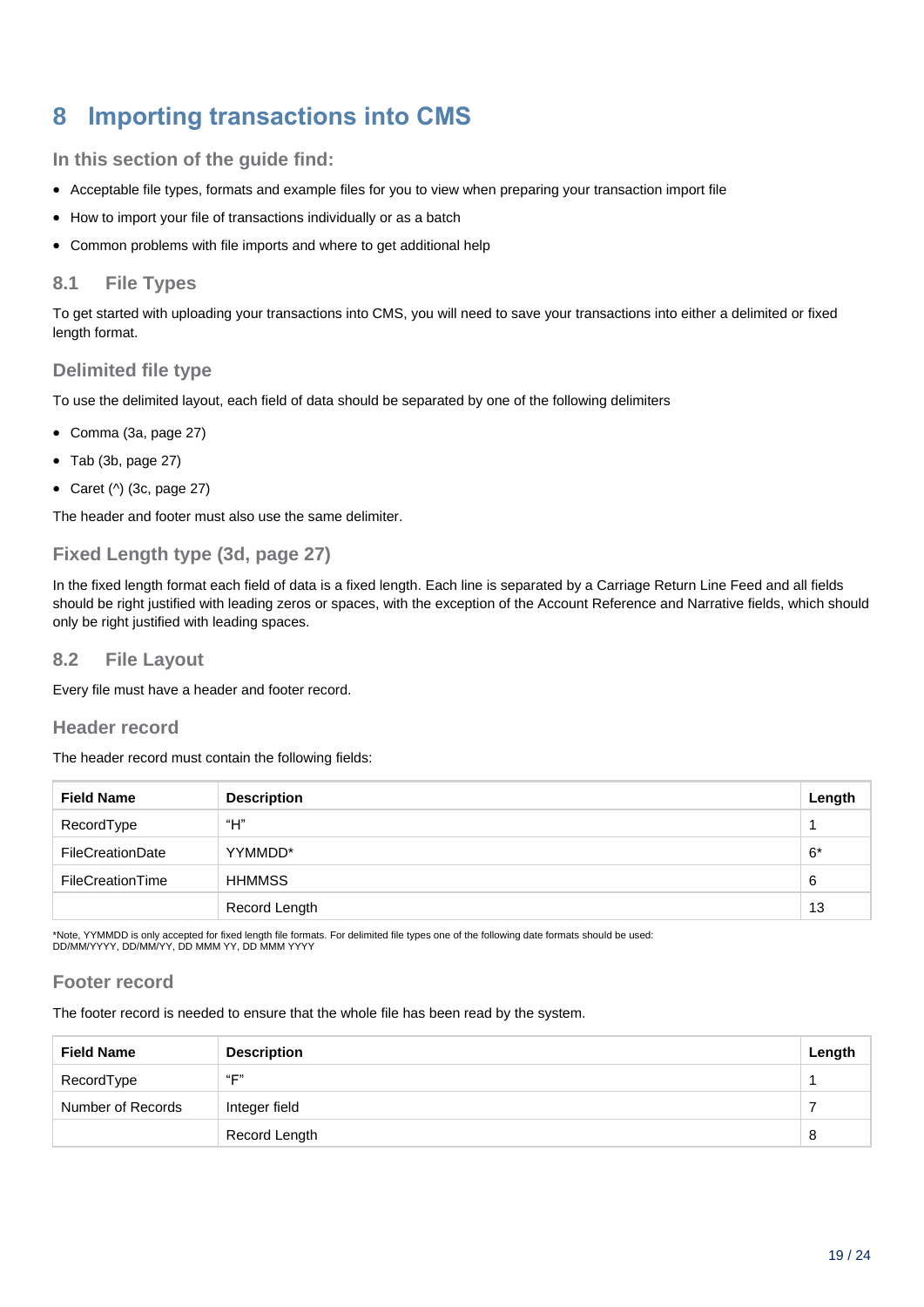# 8 Importing transactions into CMS

### In this section of the guide find:

- Acceptable file types, formats and example files for you to view when preparing your transaction import file
- How to import your file of transactions individually or as a batch
- Common problems with file imports and where to get additional help

## 8.1 File Types

To get started with uploading your transactions into CMS, you will need to save your transactions into either a delimited or fixed length format.

### Delimited file type

To use the delimited layout, each field of data should be separated by one of the following delimiters

- Comma (3a, page 27)
- Tab (3b, page 27)
- Caret (^) (3c, page 27)

The header and footer must also use the same delimiter.

### Fixed Length type (3d, page 27)

In the fixed length format each field of data is a fixed length. Each line is separated by a Carriage Return Line Feed and all fields should be right justified with leading zeros or spaces, with the exception of the Account Reference and Narrative fields, which should only be right justified with leading spaces.

## 8.2 File Layout

Every file must have a header and footer record.

### Header record

The header record must contain the following fields:

| Field Name | Description | Length |
|---|---|---|
| RecordType | “H” | 1 |
| FileCreationDate | YYMMDD* | 6* |
| FileCreationTime | HHMMSS | 6 |
| | Record Length | 13 |

*Note, YYMMDD is only accepted for fixed length file formats. For delimited file types one of the following date formats should be used: DD/MM/YYYY, DD/MM/YY, DD MMM YY, DD MMM YYYY

### Footer record

The footer record is needed to ensure that the whole file has been read by the system.

| Field Name | Description | Length |
|---|---|---|
| RecordType | “F” | 1 |
| Number of Records | Integer field | 7 |
| | Record Length | 8 |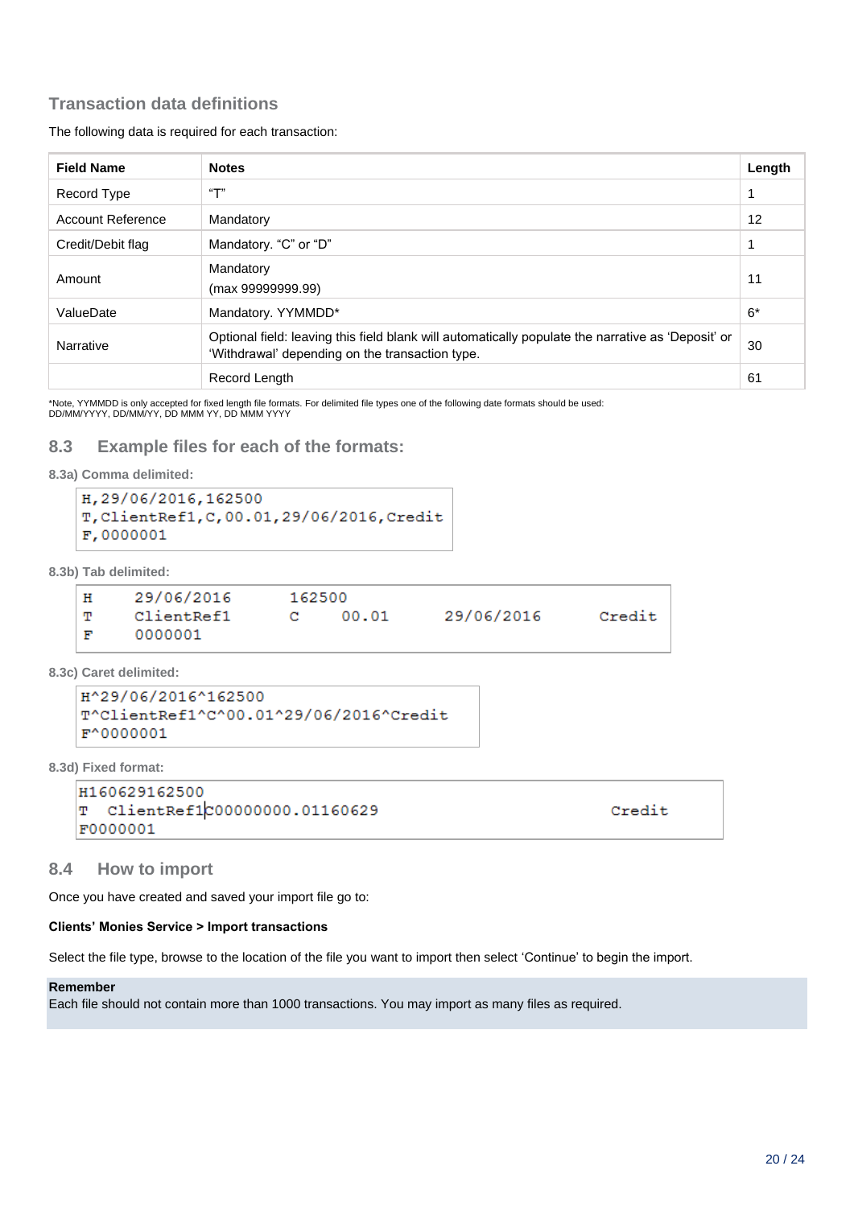### Transaction data definitions

The following data is required for each transaction:

| Field Name | Notes | Length |
|---|---|---|
| Record Type | "T" | 1 |
| Account Reference | Mandatory | 12 |
| Credit/Debit flag | Mandatory. "C" or "D" | 1 |
| Amount | Mandatory (max 99999999.99) | 11 |
| ValueDate | Mandatory. YYMMDD* | 6* |
| Narrative | Optional field: leaving this field blank will automatically populate the narrative as 'Deposit' or 'Withdrawal' depending on the transaction type. | 30 |
| | Record Length | 61 |

*Note, YYMMDD is only accepted for fixed length file formats. For delimited file types one of the following date formats should be used: DD/MM/YYYY, DD/MM/YY, DD MMM YY, DD MMM YYYY

## 8.3 Example files for each of the formats:

**8.3a) Comma delimited:**

```
H,29/06/2016,162500
T,ClientRef1,C,00.01,29/06/2016,Credit
F,0000001
```

**8.3b) Tab delimited:**

```
H	29/06/2016	162500
T	ClientRef1	C	00.01	29/06/2016	Credit
F	0000001
```

**8.3c) Caret delimited:**

```
H^29/06/2016^162500
T^ClientRef1^C^00.01^29/06/2016^Credit
F^0000001
```

**8.3d) Fixed format:**

```
H160629162500
T  ClientRef1C00000000.01160629                              Credit
F0000001
```

## 8.4 How to import

Once you have created and saved your import file go to:

**Clients' Monies Service > Import transactions**

Select the file type, browse to the location of the file you want to import then select 'Continue' to begin the import.

**Remember**
Each file should not contain more than 1000 transactions. You may import as many files as required.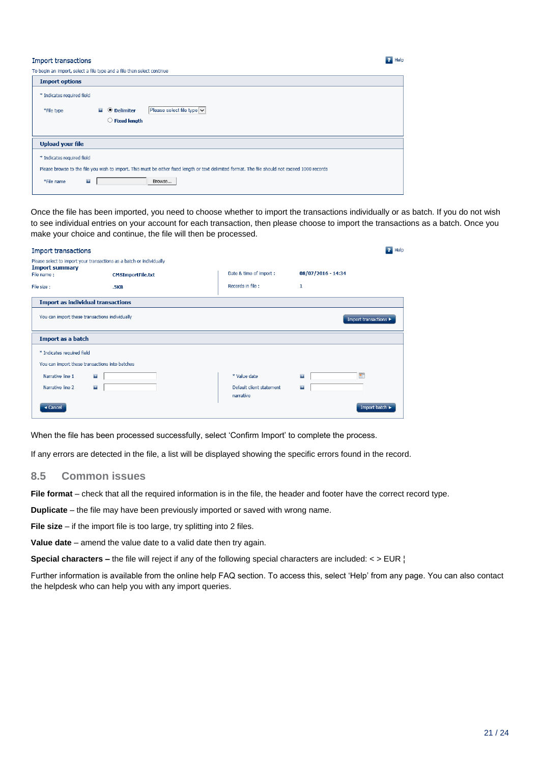Import transactions

To begin an import, select a file type and a file then select continue

**Import options**

* Indicates required field

*File type — Delimiter [Please select file type] / Fixed length

**Upload your file**

* Indicates required field

Please browse to the file you wish to import. This must be either fixed length or text delimited format. The file should not exceed 1000 records

*File name [Browse...]

Once the file has been imported, you need to choose whether to import the transactions individually or as batch. If you do not wish to see individual entries on your account for each transaction, then please choose to import the transactions as a batch. Once you make your choice and continue, the file will then be processed.

Import transactions

Please select to import your transactions as a batch or individually

**Import summary**

| File name : | CMSImportFile.txt | Date & time of import : | 08/07/2016 - 14:34 |
|---|---|---|---|
| File size : | .5KB | Records in file : | 1 |

**Import as individual transactions**

You can import these transactions individually [Import transactions ▸]

**Import as a batch**

* Indicates required field

You can import these transactions into batches

| Narrative line 1 | | * Value date | |
|---|---|---|---|
| Narrative line 2 | | Default client statement narrative | |

[◂ Cancel] [Import batch ▸]

When the file has been processed successfully, select 'Confirm Import' to complete the process.

If any errors are detected in the file, a list will be displayed showing the specific errors found in the record.

## 8.5 Common issues

**File format** – check that all the required information is in the file, the header and footer have the correct record type.

**Duplicate** – the file may have been previously imported or saved with wrong name.

**File size** – if the import file is too large, try splitting into 2 files.

**Value date** – amend the value date to a valid date then try again.

**Special characters –** the file will reject if any of the following special characters are included: < > EUR ¦

Further information is available from the online help FAQ section. To access this, select 'Help' from any page. You can also contact the helpdesk who can help you with any import queries.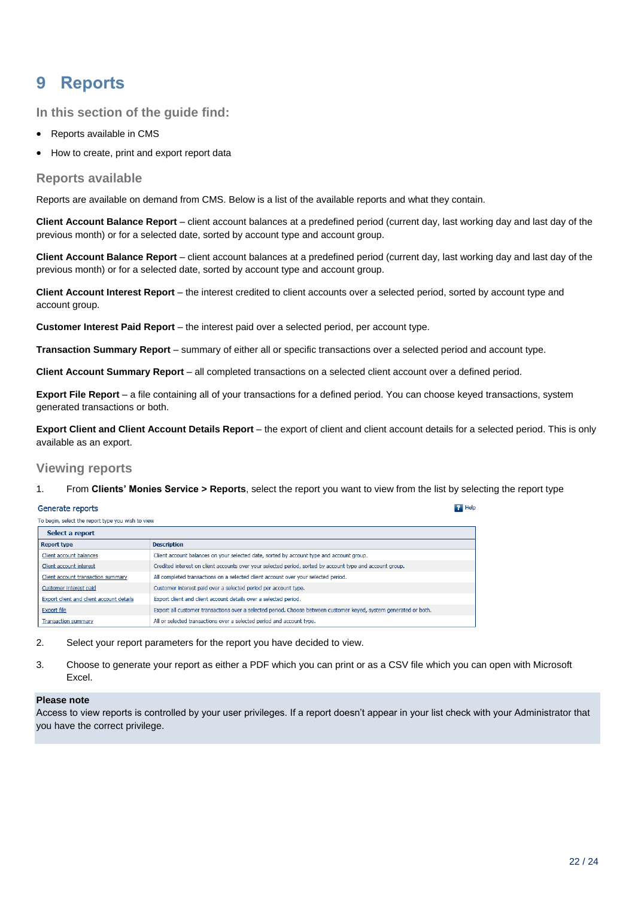# 9 Reports

## In this section of the guide find:

- Reports available in CMS
- How to create, print and export report data

### Reports available

Reports are available on demand from CMS. Below is a list of the available reports and what they contain.

**Client Account Balance Report** – client account balances at a predefined period (current day, last working day and last day of the previous month) or for a selected date, sorted by account type and account group.

**Client Account Balance Report** – client account balances at a predefined period (current day, last working day and last day of the previous month) or for a selected date, sorted by account type and account group.

**Client Account Interest Report** – the interest credited to client accounts over a selected period, sorted by account type and account group.

**Customer Interest Paid Report** – the interest paid over a selected period, per account type.

**Transaction Summary Report** – summary of either all or specific transactions over a selected period and account type.

**Client Account Summary Report** – all completed transactions on a selected client account over a defined period.

**Export File Report** – a file containing all of your transactions for a defined period. You can choose keyed transactions, system generated transactions or both.

**Export Client and Client Account Details Report** – the export of client and client account details for a selected period. This is only available as an export.

### Viewing reports

1. From **Clients' Monies Service > Reports**, select the report you want to view from the list by selecting the report type

Generate reports

To begin, select the report type you wish to view

| Select a report | |
|---|---|
| **Report type** | **Description** |
| Client account balances | Client account balances on your selected date, sorted by account type and account group. |
| Client account interest | Credited interest on client accounts over your selected period, sorted by account type and account group. |
| Client account transaction summary | All completed transactions on a selected client account over your selected period. |
| Customer interest paid | Customer interest paid over a selected period per account type. |
| Export client and client account details | Export client and client account details over a selected period. |
| Export file | Export all customer transactions over a selected period. Choose between customer keyed, system generated or both. |
| Transaction summary | All or selected transactions over a selected period and account type. |

2. Select your report parameters for the report you have decided to view.

3. Choose to generate your report as either a PDF which you can print or as a CSV file which you can open with Microsoft Excel.

**Please note**
Access to view reports is controlled by your user privileges. If a report doesn't appear in your list check with your Administrator that you have the correct privilege.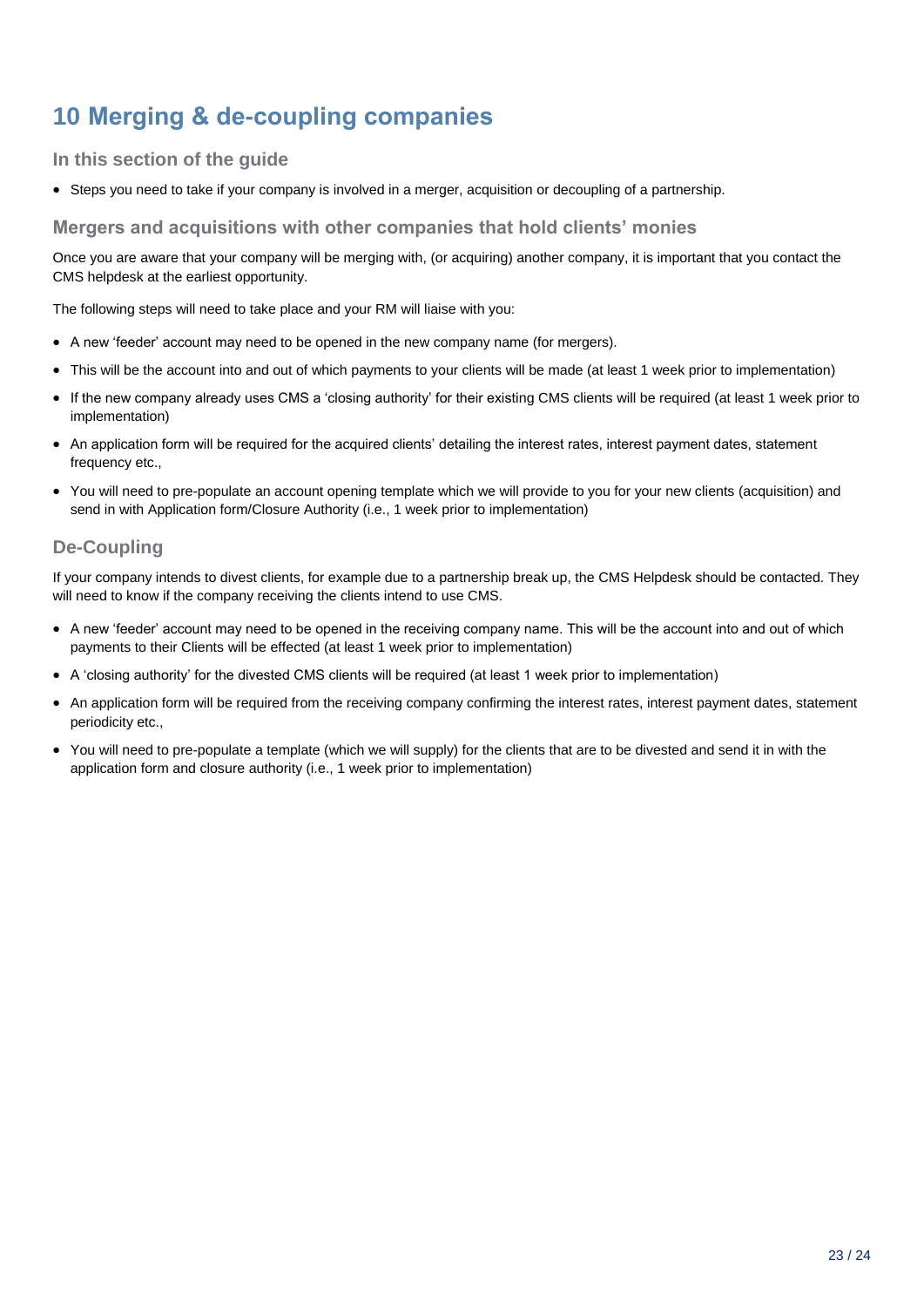# 10 Merging & de-coupling companies

### In this section of the guide

- Steps you need to take if your company is involved in a merger, acquisition or decoupling of a partnership.

### Mergers and acquisitions with other companies that hold clients' monies

Once you are aware that your company will be merging with, (or acquiring) another company, it is important that you contact the CMS helpdesk at the earliest opportunity.

The following steps will need to take place and your RM will liaise with you:

- A new 'feeder' account may need to be opened in the new company name (for mergers).
- This will be the account into and out of which payments to your clients will be made (at least 1 week prior to implementation)
- If the new company already uses CMS a 'closing authority' for their existing CMS clients will be required (at least 1 week prior to implementation)
- An application form will be required for the acquired clients' detailing the interest rates, interest payment dates, statement frequency etc.,
- You will need to pre-populate an account opening template which we will provide to you for your new clients (acquisition) and send in with Application form/Closure Authority (i.e., 1 week prior to implementation)

### De-Coupling

If your company intends to divest clients, for example due to a partnership break up, the CMS Helpdesk should be contacted. They will need to know if the company receiving the clients intend to use CMS.

- A new 'feeder' account may need to be opened in the receiving company name. This will be the account into and out of which payments to their Clients will be effected (at least 1 week prior to implementation)
- A 'closing authority' for the divested CMS clients will be required (at least 1 week prior to implementation)
- An application form will be required from the receiving company confirming the interest rates, interest payment dates, statement periodicity etc.,
- You will need to pre-populate a template (which we will supply) for the clients that are to be divested and send it in with the application form and closure authority (i.e., 1 week prior to implementation)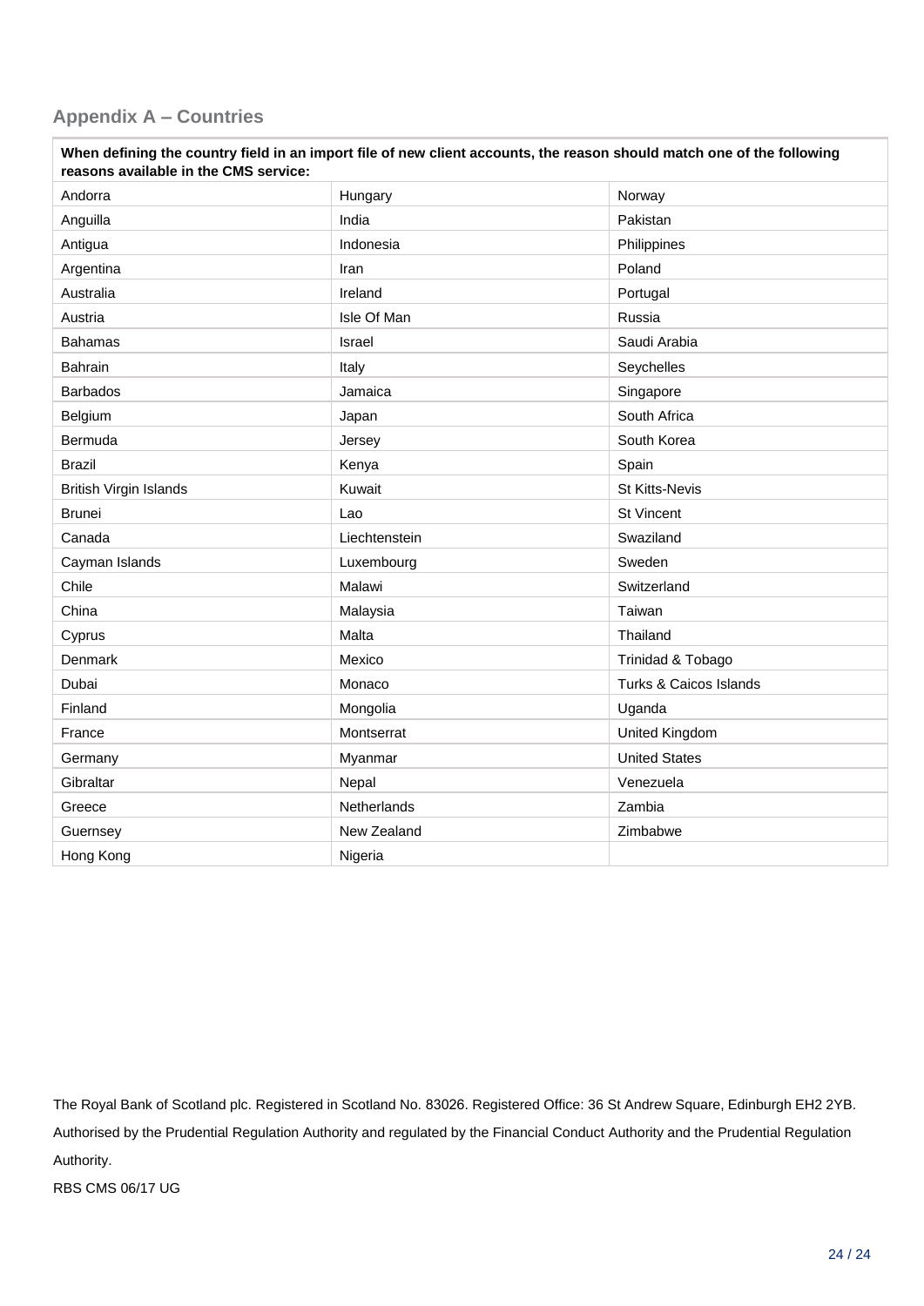## Appendix A – Countries

| When defining the country field in an import file of new client accounts, the reason should match one of the following reasons available in the CMS service: | | |
|---|---|---|
| Andorra | Hungary | Norway |
| Anguilla | India | Pakistan |
| Antigua | Indonesia | Philippines |
| Argentina | Iran | Poland |
| Australia | Ireland | Portugal |
| Austria | Isle Of Man | Russia |
| Bahamas | Israel | Saudi Arabia |
| Bahrain | Italy | Seychelles |
| Barbados | Jamaica | Singapore |
| Belgium | Japan | South Africa |
| Bermuda | Jersey | South Korea |
| Brazil | Kenya | Spain |
| British Virgin Islands | Kuwait | St Kitts-Nevis |
| Brunei | Lao | St Vincent |
| Canada | Liechtenstein | Swaziland |
| Cayman Islands | Luxembourg | Sweden |
| Chile | Malawi | Switzerland |
| China | Malaysia | Taiwan |
| Cyprus | Malta | Thailand |
| Denmark | Mexico | Trinidad & Tobago |
| Dubai | Monaco | Turks & Caicos Islands |
| Finland | Mongolia | Uganda |
| France | Montserrat | United Kingdom |
| Germany | Myanmar | United States |
| Gibraltar | Nepal | Venezuela |
| Greece | Netherlands | Zambia |
| Guernsey | New Zealand | Zimbabwe |
| Hong Kong | Nigeria | |

The Royal Bank of Scotland plc. Registered in Scotland No. 83026. Registered Office: 36 St Andrew Square, Edinburgh EH2 2YB. Authorised by the Prudential Regulation Authority and regulated by the Financial Conduct Authority and the Prudential Regulation Authority.

RBS CMS 06/17 UG